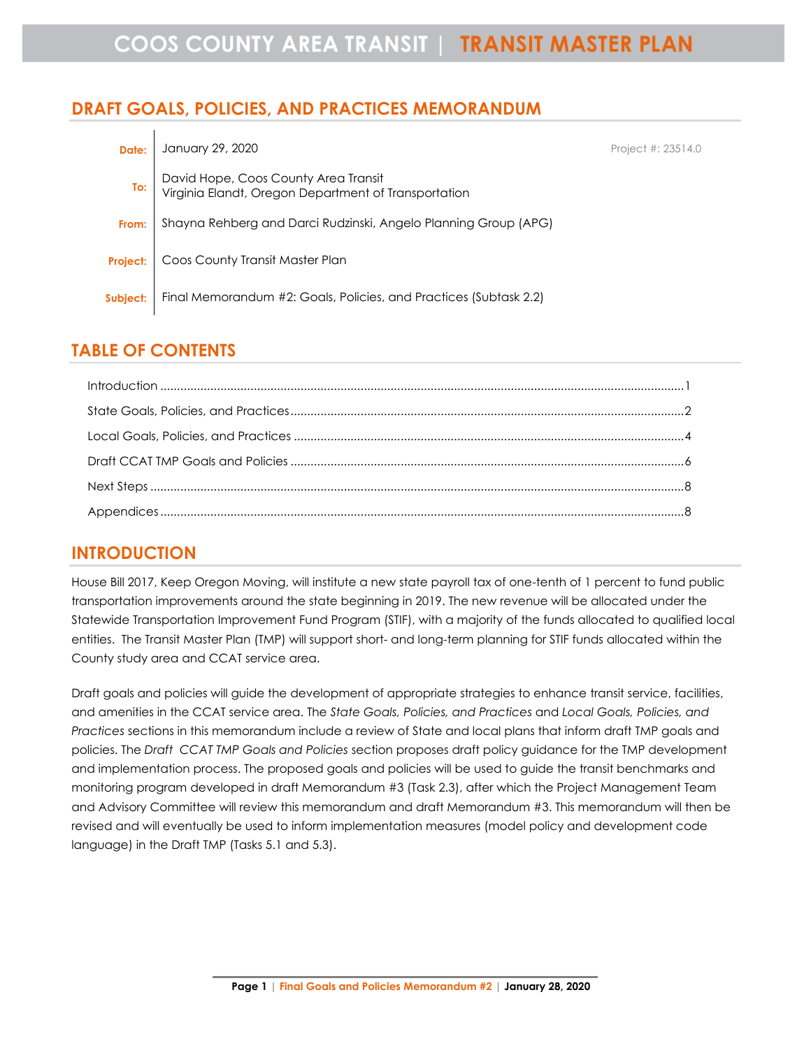## DRAFT GOALS, POLICIES, AND PRACTICES MEMORANDUM

| | | |
|---|---|---|
| **Date:** | January 29, 2020 | Project #: 23514.0 |
| **To:** | David Hope, Coos County Area Transit<br>Virginia Elandt, Oregon Department of Transportation | |
| **From:** | Shayna Rehberg and Darci Rudzinski, Angelo Planning Group (APG) | |
| **Project:** | Coos County Transit Master Plan | |
| **Subject:** | Final Memorandum #2: Goals, Policies, and Practices (Subtask 2.2) | |

## TABLE OF CONTENTS

Introduction ..... 1

State Goals, Policies, and Practices ..... 2

Local Goals, Policies, and Practices ..... 4

Draft CCAT TMP Goals and Policies ..... 6

Next Steps ..... 8

Appendices ..... 8

## INTRODUCTION

House Bill 2017, Keep Oregon Moving, will institute a new state payroll tax of one-tenth of 1 percent to fund public transportation improvements around the state beginning in 2019. The new revenue will be allocated under the Statewide Transportation Improvement Fund Program (STIF), with a majority of the funds allocated to qualified local entities. The Transit Master Plan (TMP) will support short- and long-term planning for STIF funds allocated within the County study area and CCAT service area.

Draft goals and policies will guide the development of appropriate strategies to enhance transit service, facilities, and amenities in the CCAT service area. The *State Goals, Policies, and Practices* and *Local Goals, Policies, and Practices* sections in this memorandum include a review of State and local plans that inform draft TMP goals and policies. The *Draft CCAT TMP Goals and Policies* section proposes draft policy guidance for the TMP development and implementation process. The proposed goals and policies will be used to guide the transit benchmarks and monitoring program developed in draft Memorandum #3 (Task 2.3), after which the Project Management Team and Advisory Committee will review this memorandum and draft Memorandum #3. This memorandum will then be revised and will eventually be used to inform implementation measures (model policy and development code language) in the Draft TMP (Tasks 5.1 and 5.3).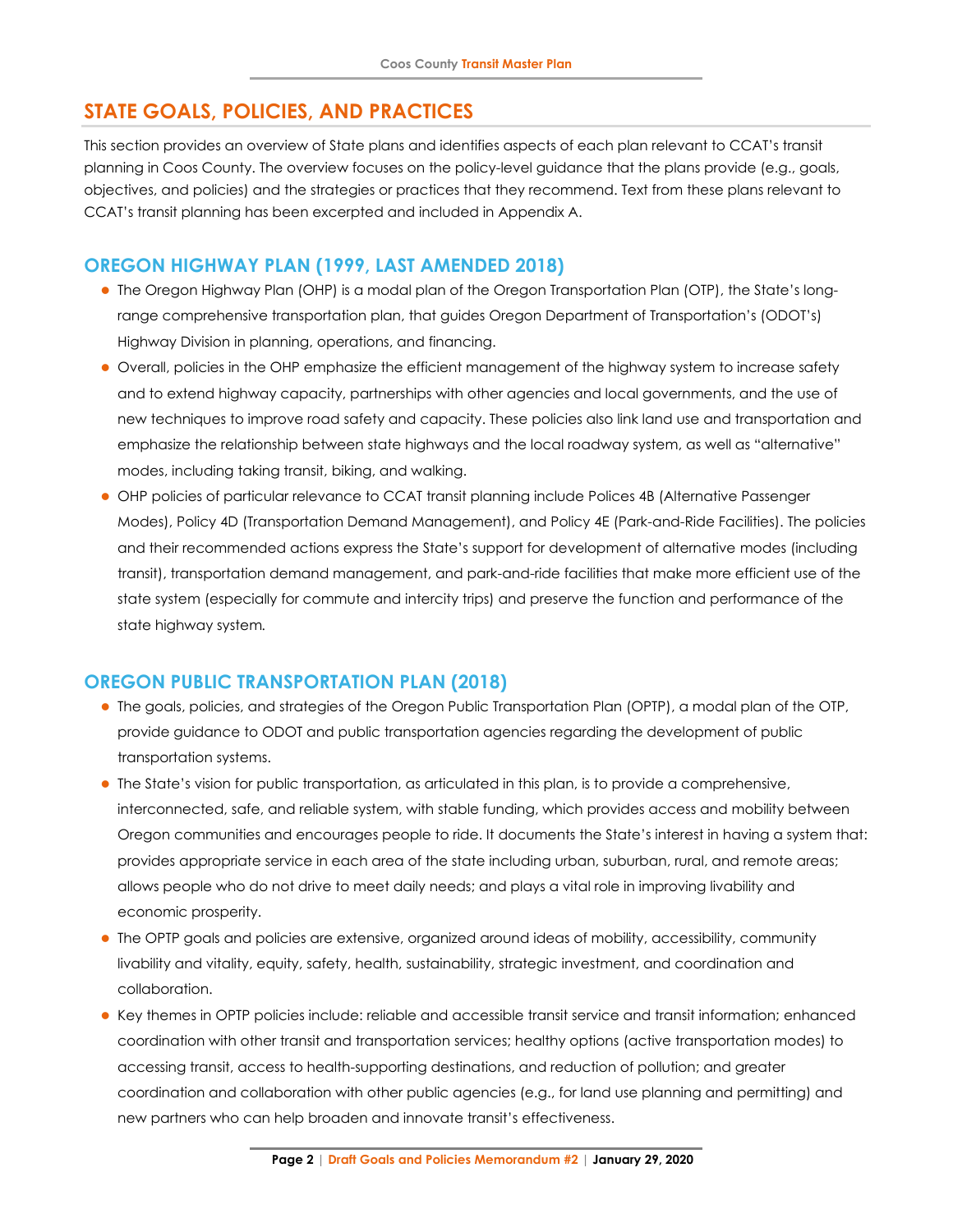## STATE GOALS, POLICIES, AND PRACTICES

This section provides an overview of State plans and identifies aspects of each plan relevant to CCAT's transit planning in Coos County. The overview focuses on the policy-level guidance that the plans provide (e.g., goals, objectives, and policies) and the strategies or practices that they recommend. Text from these plans relevant to CCAT's transit planning has been excerpted and included in Appendix A.

### OREGON HIGHWAY PLAN (1999, LAST AMENDED 2018)

- The Oregon Highway Plan (OHP) is a modal plan of the Oregon Transportation Plan (OTP), the State's long-range comprehensive transportation plan, that guides Oregon Department of Transportation's (ODOT's) Highway Division in planning, operations, and financing.
- Overall, policies in the OHP emphasize the efficient management of the highway system to increase safety and to extend highway capacity, partnerships with other agencies and local governments, and the use of new techniques to improve road safety and capacity. These policies also link land use and transportation and emphasize the relationship between state highways and the local roadway system, as well as "alternative" modes, including taking transit, biking, and walking.
- OHP policies of particular relevance to CCAT transit planning include Polices 4B (Alternative Passenger Modes), Policy 4D (Transportation Demand Management), and Policy 4E (Park-and-Ride Facilities). The policies and their recommended actions express the State's support for development of alternative modes (including transit), transportation demand management, and park-and-ride facilities that make more efficient use of the state system (especially for commute and intercity trips) and preserve the function and performance of the state highway system.

### OREGON PUBLIC TRANSPORTATION PLAN (2018)

- The goals, policies, and strategies of the Oregon Public Transportation Plan (OPTP), a modal plan of the OTP, provide guidance to ODOT and public transportation agencies regarding the development of public transportation systems.
- The State's vision for public transportation, as articulated in this plan, is to provide a comprehensive, interconnected, safe, and reliable system, with stable funding, which provides access and mobility between Oregon communities and encourages people to ride. It documents the State's interest in having a system that: provides appropriate service in each area of the state including urban, suburban, rural, and remote areas; allows people who do not drive to meet daily needs; and plays a vital role in improving livability and economic prosperity.
- The OPTP goals and policies are extensive, organized around ideas of mobility, accessibility, community livability and vitality, equity, safety, health, sustainability, strategic investment, and coordination and collaboration.
- Key themes in OPTP policies include: reliable and accessible transit service and transit information; enhanced coordination with other transit and transportation services; healthy options (active transportation modes) to accessing transit, access to health-supporting destinations, and reduction of pollution; and greater coordination and collaboration with other public agencies (e.g., for land use planning and permitting) and new partners who can help broaden and innovate transit's effectiveness.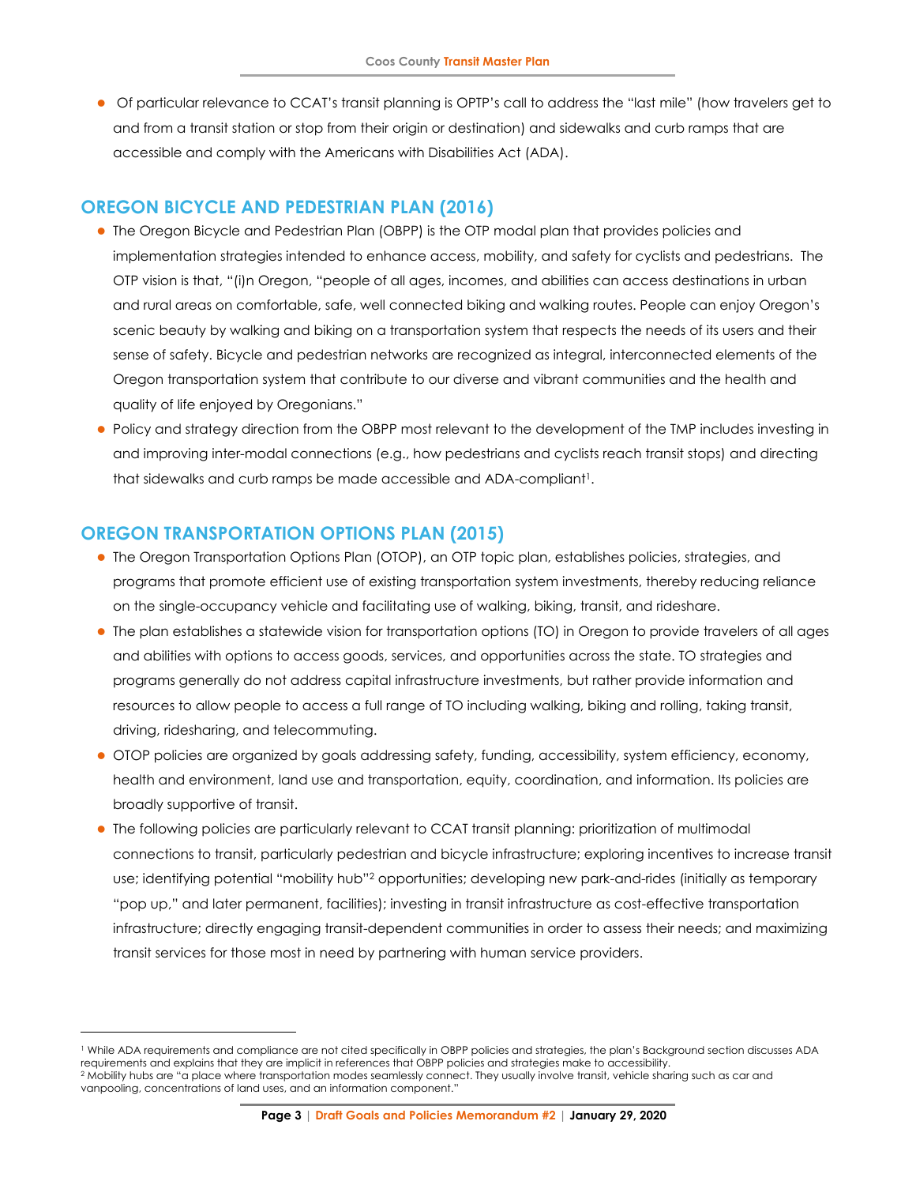- Of particular relevance to CCAT's transit planning is OPTP's call to address the "last mile" (how travelers get to and from a transit station or stop from their origin or destination) and sidewalks and curb ramps that are accessible and comply with the Americans with Disabilities Act (ADA).

## OREGON BICYCLE AND PEDESTRIAN PLAN (2016)

- The Oregon Bicycle and Pedestrian Plan (OBPP) is the OTP modal plan that provides policies and implementation strategies intended to enhance access, mobility, and safety for cyclists and pedestrians. The OTP vision is that, "(i)n Oregon, "people of all ages, incomes, and abilities can access destinations in urban and rural areas on comfortable, safe, well connected biking and walking routes. People can enjoy Oregon's scenic beauty by walking and biking on a transportation system that respects the needs of its users and their sense of safety. Bicycle and pedestrian networks are recognized as integral, interconnected elements of the Oregon transportation system that contribute to our diverse and vibrant communities and the health and quality of life enjoyed by Oregonians."
- Policy and strategy direction from the OBPP most relevant to the development of the TMP includes investing in and improving inter-modal connections (e.g., how pedestrians and cyclists reach transit stops) and directing that sidewalks and curb ramps be made accessible and ADA-compliant[1].

## OREGON TRANSPORTATION OPTIONS PLAN (2015)

- The Oregon Transportation Options Plan (OTOP), an OTP topic plan, establishes policies, strategies, and programs that promote efficient use of existing transportation system investments, thereby reducing reliance on the single-occupancy vehicle and facilitating use of walking, biking, transit, and rideshare.
- The plan establishes a statewide vision for transportation options (TO) in Oregon to provide travelers of all ages and abilities with options to access goods, services, and opportunities across the state. TO strategies and programs generally do not address capital infrastructure investments, but rather provide information and resources to allow people to access a full range of TO including walking, biking and rolling, taking transit, driving, ridesharing, and telecommuting.
- OTOP policies are organized by goals addressing safety, funding, accessibility, system efficiency, economy, health and environment, land use and transportation, equity, coordination, and information. Its policies are broadly supportive of transit.
- The following policies are particularly relevant to CCAT transit planning: prioritization of multimodal connections to transit, particularly pedestrian and bicycle infrastructure; exploring incentives to increase transit use; identifying potential "mobility hub"[2] opportunities; developing new park-and-rides (initially as temporary "pop up," and later permanent, facilities); investing in transit infrastructure as cost-effective transportation infrastructure; directly engaging transit-dependent communities in order to assess their needs; and maximizing transit services for those most in need by partnering with human service providers.

---

[1] While ADA requirements and compliance are not cited specifically in OBPP policies and strategies, the plan's Background section discusses ADA requirements and explains that they are implicit in references that OBPP policies and strategies make to accessibility.

[2] Mobility hubs are "a place where transportation modes seamlessly connect. They usually involve transit, vehicle sharing such as car and vanpooling, concentrations of land uses, and an information component."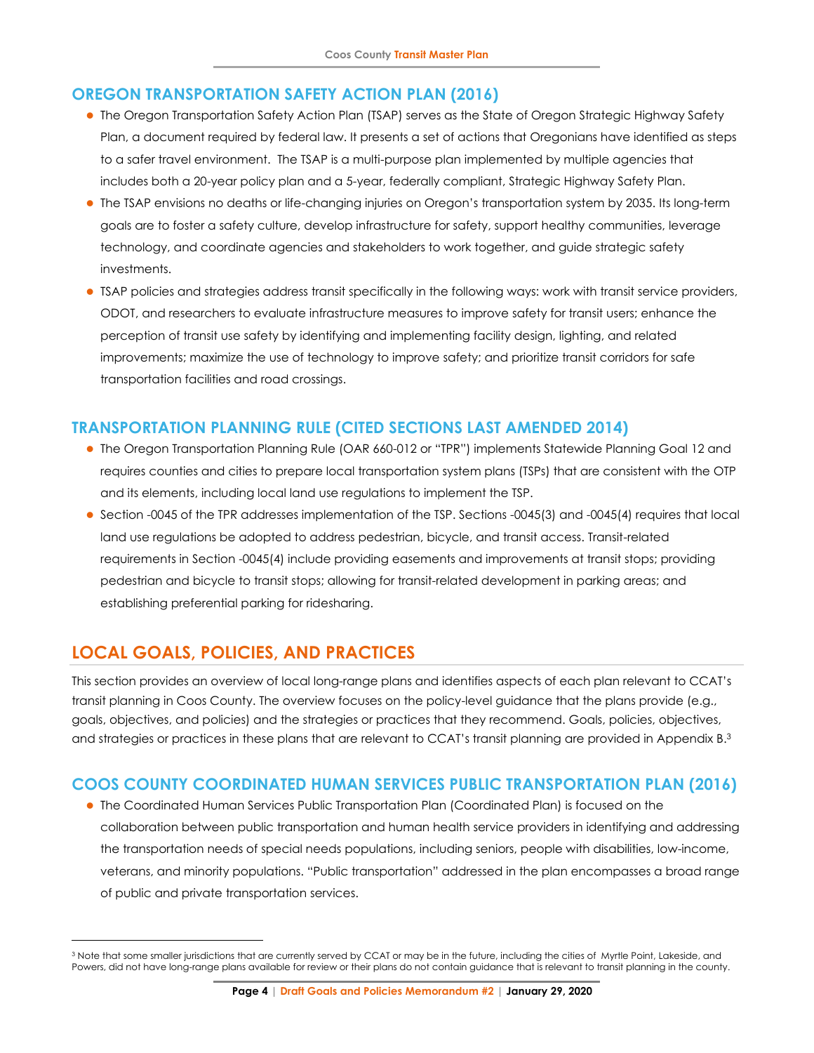## OREGON TRANSPORTATION SAFETY ACTION PLAN (2016)

- The Oregon Transportation Safety Action Plan (TSAP) serves as the State of Oregon Strategic Highway Safety Plan, a document required by federal law. It presents a set of actions that Oregonians have identified as steps to a safer travel environment. The TSAP is a multi-purpose plan implemented by multiple agencies that includes both a 20-year policy plan and a 5-year, federally compliant, Strategic Highway Safety Plan.
- The TSAP envisions no deaths or life-changing injuries on Oregon's transportation system by 2035. Its long-term goals are to foster a safety culture, develop infrastructure for safety, support healthy communities, leverage technology, and coordinate agencies and stakeholders to work together, and guide strategic safety investments.
- TSAP policies and strategies address transit specifically in the following ways: work with transit service providers, ODOT, and researchers to evaluate infrastructure measures to improve safety for transit users; enhance the perception of transit use safety by identifying and implementing facility design, lighting, and related improvements; maximize the use of technology to improve safety; and prioritize transit corridors for safe transportation facilities and road crossings.

## TRANSPORTATION PLANNING RULE (CITED SECTIONS LAST AMENDED 2014)

- The Oregon Transportation Planning Rule (OAR 660-012 or "TPR") implements Statewide Planning Goal 12 and requires counties and cities to prepare local transportation system plans (TSPs) that are consistent with the OTP and its elements, including local land use regulations to implement the TSP.
- Section -0045 of the TPR addresses implementation of the TSP. Sections -0045(3) and -0045(4) requires that local land use regulations be adopted to address pedestrian, bicycle, and transit access. Transit-related requirements in Section -0045(4) include providing easements and improvements at transit stops; providing pedestrian and bicycle to transit stops; allowing for transit-related development in parking areas; and establishing preferential parking for ridesharing.

# LOCAL GOALS, POLICIES, AND PRACTICES

This section provides an overview of local long-range plans and identifies aspects of each plan relevant to CCAT's transit planning in Coos County. The overview focuses on the policy-level guidance that the plans provide (e.g., goals, objectives, and policies) and the strategies or practices that they recommend. Goals, policies, objectives, and strategies or practices in these plans that are relevant to CCAT's transit planning are provided in Appendix B.[3]

## COOS COUNTY COORDINATED HUMAN SERVICES PUBLIC TRANSPORTATION PLAN (2016)

- The Coordinated Human Services Public Transportation Plan (Coordinated Plan) is focused on the collaboration between public transportation and human health service providers in identifying and addressing the transportation needs of special needs populations, including seniors, people with disabilities, low-income, veterans, and minority populations. "Public transportation" addressed in the plan encompasses a broad range of public and private transportation services.

[3] Note that some smaller jurisdictions that are currently served by CCAT or may be in the future, including the cities of Myrtle Point, Lakeside, and Powers, did not have long-range plans available for review or their plans do not contain guidance that is relevant to transit planning in the county.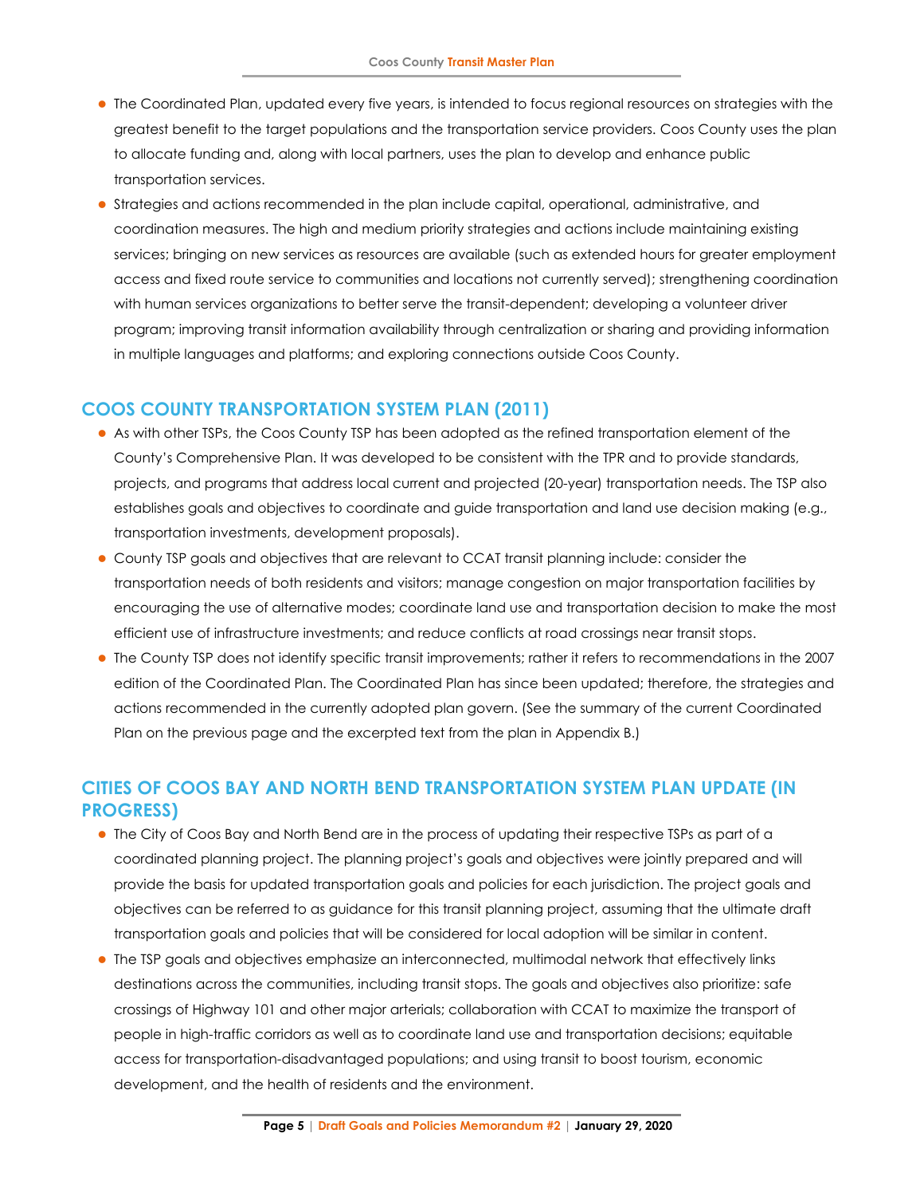- The Coordinated Plan, updated every five years, is intended to focus regional resources on strategies with the greatest benefit to the target populations and the transportation service providers. Coos County uses the plan to allocate funding and, along with local partners, uses the plan to develop and enhance public transportation services.
- Strategies and actions recommended in the plan include capital, operational, administrative, and coordination measures. The high and medium priority strategies and actions include maintaining existing services; bringing on new services as resources are available (such as extended hours for greater employment access and fixed route service to communities and locations not currently served); strengthening coordination with human services organizations to better serve the transit-dependent; developing a volunteer driver program; improving transit information availability through centralization or sharing and providing information in multiple languages and platforms; and exploring connections outside Coos County.

## COOS COUNTY TRANSPORTATION SYSTEM PLAN (2011)

- As with other TSPs, the Coos County TSP has been adopted as the refined transportation element of the County's Comprehensive Plan. It was developed to be consistent with the TPR and to provide standards, projects, and programs that address local current and projected (20-year) transportation needs. The TSP also establishes goals and objectives to coordinate and guide transportation and land use decision making (e.g., transportation investments, development proposals).
- County TSP goals and objectives that are relevant to CCAT transit planning include: consider the transportation needs of both residents and visitors; manage congestion on major transportation facilities by encouraging the use of alternative modes; coordinate land use and transportation decision to make the most efficient use of infrastructure investments; and reduce conflicts at road crossings near transit stops.
- The County TSP does not identify specific transit improvements; rather it refers to recommendations in the 2007 edition of the Coordinated Plan. The Coordinated Plan has since been updated; therefore, the strategies and actions recommended in the currently adopted plan govern. (See the summary of the current Coordinated Plan on the previous page and the excerpted text from the plan in Appendix B.)

## CITIES OF COOS BAY AND NORTH BEND TRANSPORTATION SYSTEM PLAN UPDATE (IN PROGRESS)

- The City of Coos Bay and North Bend are in the process of updating their respective TSPs as part of a coordinated planning project. The planning project's goals and objectives were jointly prepared and will provide the basis for updated transportation goals and policies for each jurisdiction. The project goals and objectives can be referred to as guidance for this transit planning project, assuming that the ultimate draft transportation goals and policies that will be considered for local adoption will be similar in content.
- The TSP goals and objectives emphasize an interconnected, multimodal network that effectively links destinations across the communities, including transit stops. The goals and objectives also prioritize: safe crossings of Highway 101 and other major arterials; collaboration with CCAT to maximize the transport of people in high-traffic corridors as well as to coordinate land use and transportation decisions; equitable access for transportation-disadvantaged populations; and using transit to boost tourism, economic development, and the health of residents and the environment.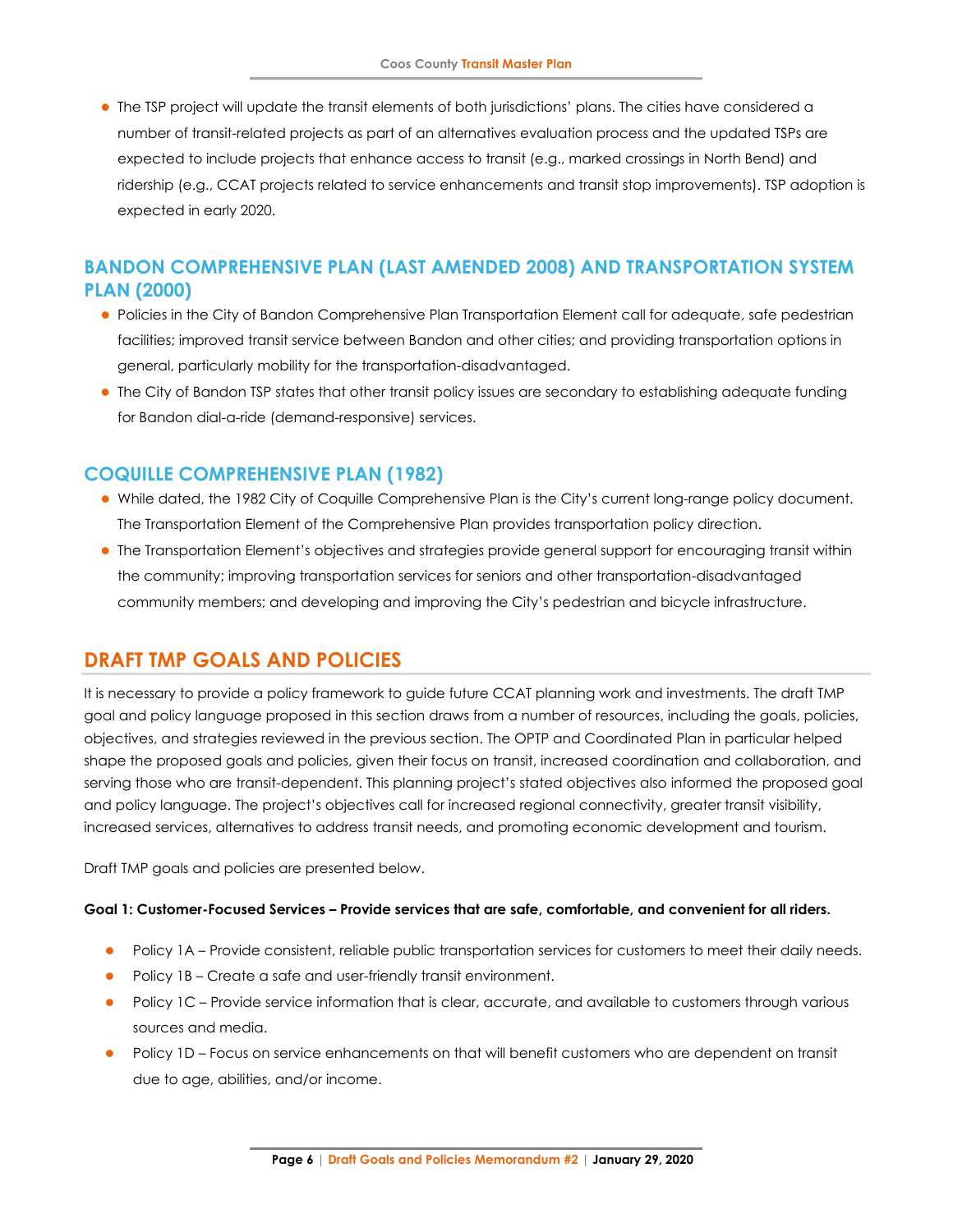- The TSP project will update the transit elements of both jurisdictions' plans. The cities have considered a number of transit-related projects as part of an alternatives evaluation process and the updated TSPs are expected to include projects that enhance access to transit (e.g., marked crossings in North Bend) and ridership (e.g., CCAT projects related to service enhancements and transit stop improvements). TSP adoption is expected in early 2020.

### BANDON COMPREHENSIVE PLAN (LAST AMENDED 2008) AND TRANSPORTATION SYSTEM PLAN (2000)

- Policies in the City of Bandon Comprehensive Plan Transportation Element call for adequate, safe pedestrian facilities; improved transit service between Bandon and other cities; and providing transportation options in general, particularly mobility for the transportation-disadvantaged.
- The City of Bandon TSP states that other transit policy issues are secondary to establishing adequate funding for Bandon dial-a-ride (demand-responsive) services.

### COQUILLE COMPREHENSIVE PLAN (1982)

- While dated, the 1982 City of Coquille Comprehensive Plan is the City's current long-range policy document. The Transportation Element of the Comprehensive Plan provides transportation policy direction.
- The Transportation Element's objectives and strategies provide general support for encouraging transit within the community; improving transportation services for seniors and other transportation-disadvantaged community members; and developing and improving the City's pedestrian and bicycle infrastructure.

## DRAFT TMP GOALS AND POLICIES

It is necessary to provide a policy framework to guide future CCAT planning work and investments. The draft TMP goal and policy language proposed in this section draws from a number of resources, including the goals, policies, objectives, and strategies reviewed in the previous section. The OPTP and Coordinated Plan in particular helped shape the proposed goals and policies, given their focus on transit, increased coordination and collaboration, and serving those who are transit-dependent. This planning project's stated objectives also informed the proposed goal and policy language. The project's objectives call for increased regional connectivity, greater transit visibility, increased services, alternatives to address transit needs, and promoting economic development and tourism.

Draft TMP goals and policies are presented below.

**Goal 1: Customer-Focused Services – Provide services that are safe, comfortable, and convenient for all riders.**

- Policy 1A – Provide consistent, reliable public transportation services for customers to meet their daily needs.
- Policy 1B – Create a safe and user-friendly transit environment.
- Policy 1C – Provide service information that is clear, accurate, and available to customers through various sources and media.
- Policy 1D – Focus on service enhancements on that will benefit customers who are dependent on transit due to age, abilities, and/or income.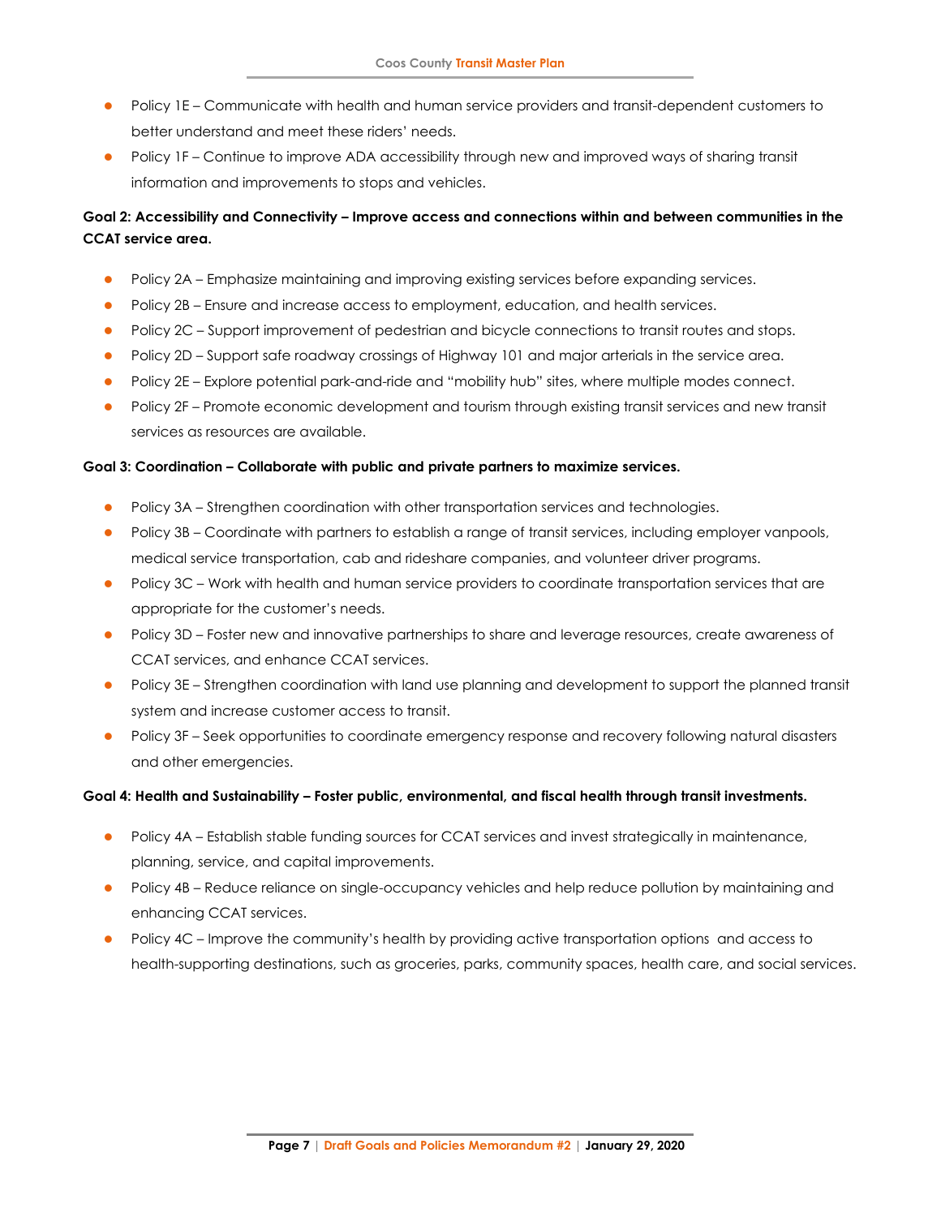- Policy 1E – Communicate with health and human service providers and transit-dependent customers to better understand and meet these riders' needs.
- Policy 1F – Continue to improve ADA accessibility through new and improved ways of sharing transit information and improvements to stops and vehicles.

**Goal 2: Accessibility and Connectivity – Improve access and connections within and between communities in the CCAT service area.**

- Policy 2A – Emphasize maintaining and improving existing services before expanding services.
- Policy 2B – Ensure and increase access to employment, education, and health services.
- Policy 2C – Support improvement of pedestrian and bicycle connections to transit routes and stops.
- Policy 2D – Support safe roadway crossings of Highway 101 and major arterials in the service area.
- Policy 2E – Explore potential park-and-ride and "mobility hub" sites, where multiple modes connect.
- Policy 2F – Promote economic development and tourism through existing transit services and new transit services as resources are available.

**Goal 3: Coordination – Collaborate with public and private partners to maximize services.**

- Policy 3A – Strengthen coordination with other transportation services and technologies.
- Policy 3B – Coordinate with partners to establish a range of transit services, including employer vanpools, medical service transportation, cab and rideshare companies, and volunteer driver programs.
- Policy 3C – Work with health and human service providers to coordinate transportation services that are appropriate for the customer's needs.
- Policy 3D – Foster new and innovative partnerships to share and leverage resources, create awareness of CCAT services, and enhance CCAT services.
- Policy 3E – Strengthen coordination with land use planning and development to support the planned transit system and increase customer access to transit.
- Policy 3F – Seek opportunities to coordinate emergency response and recovery following natural disasters and other emergencies.

**Goal 4: Health and Sustainability – Foster public, environmental, and fiscal health through transit investments.**

- Policy 4A – Establish stable funding sources for CCAT services and invest strategically in maintenance, planning, service, and capital improvements.
- Policy 4B – Reduce reliance on single-occupancy vehicles and help reduce pollution by maintaining and enhancing CCAT services.
- Policy 4C – Improve the community's health by providing active transportation options and access to health-supporting destinations, such as groceries, parks, community spaces, health care, and social services.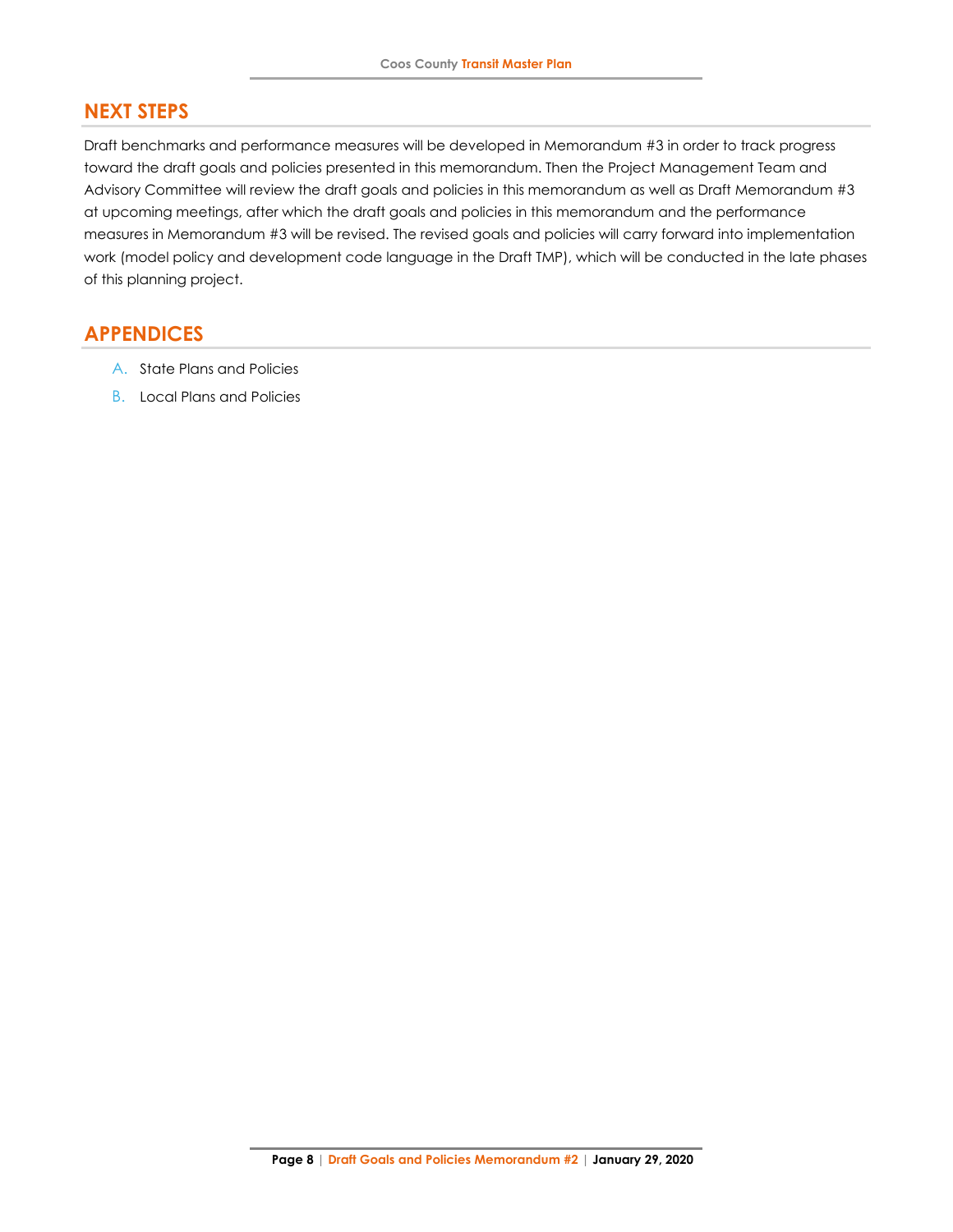## NEXT STEPS

Draft benchmarks and performance measures will be developed in Memorandum #3 in order to track progress toward the draft goals and policies presented in this memorandum. Then the Project Management Team and Advisory Committee will review the draft goals and policies in this memorandum as well as Draft Memorandum #3 at upcoming meetings, after which the draft goals and policies in this memorandum and the performance measures in Memorandum #3 will be revised. The revised goals and policies will carry forward into implementation work (model policy and development code language in the Draft TMP), which will be conducted in the late phases of this planning project.

## APPENDICES

A. State Plans and Policies

B. Local Plans and Policies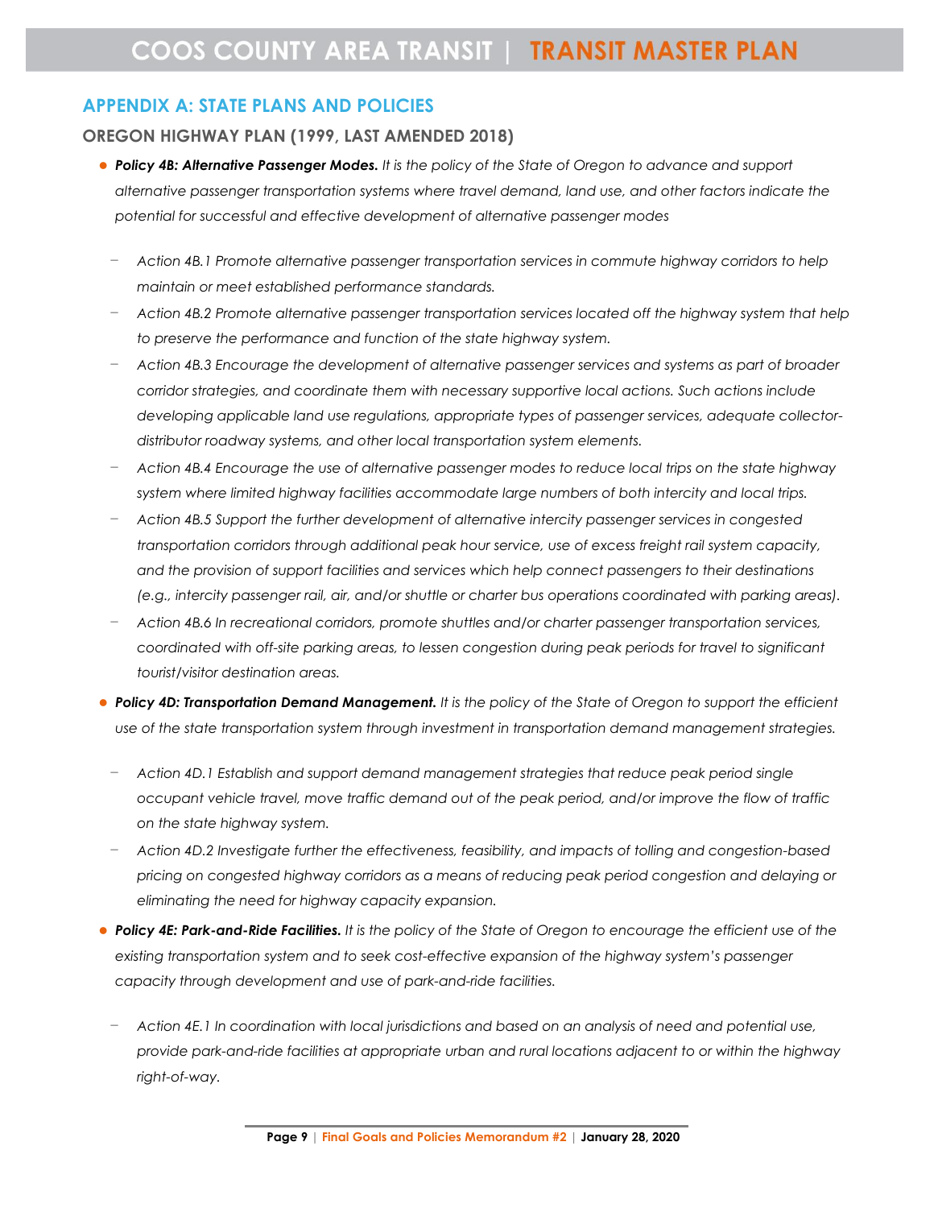## APPENDIX A: STATE PLANS AND POLICIES

### OREGON HIGHWAY PLAN (1999, LAST AMENDED 2018)

- ***Policy 4B: Alternative Passenger Modes.*** *It is the policy of the State of Oregon to advance and support alternative passenger transportation systems where travel demand, land use, and other factors indicate the potential for successful and effective development of alternative passenger modes*
  - *Action 4B.1 Promote alternative passenger transportation services in commute highway corridors to help maintain or meet established performance standards.*
  - *Action 4B.2 Promote alternative passenger transportation services located off the highway system that help to preserve the performance and function of the state highway system.*
  - *Action 4B.3 Encourage the development of alternative passenger services and systems as part of broader corridor strategies, and coordinate them with necessary supportive local actions. Such actions include developing applicable land use regulations, appropriate types of passenger services, adequate collector-distributor roadway systems, and other local transportation system elements.*
  - *Action 4B.4 Encourage the use of alternative passenger modes to reduce local trips on the state highway system where limited highway facilities accommodate large numbers of both intercity and local trips.*
  - *Action 4B.5 Support the further development of alternative intercity passenger services in congested transportation corridors through additional peak hour service, use of excess freight rail system capacity, and the provision of support facilities and services which help connect passengers to their destinations (e.g., intercity passenger rail, air, and/or shuttle or charter bus operations coordinated with parking areas).*
  - *Action 4B.6 In recreational corridors, promote shuttles and/or charter passenger transportation services, coordinated with off-site parking areas, to lessen congestion during peak periods for travel to significant tourist/visitor destination areas.*
- ***Policy 4D: Transportation Demand Management.*** *It is the policy of the State of Oregon to support the efficient use of the state transportation system through investment in transportation demand management strategies.*
  - *Action 4D.1 Establish and support demand management strategies that reduce peak period single occupant vehicle travel, move traffic demand out of the peak period, and/or improve the flow of traffic on the state highway system.*
  - *Action 4D.2 Investigate further the effectiveness, feasibility, and impacts of tolling and congestion-based pricing on congested highway corridors as a means of reducing peak period congestion and delaying or eliminating the need for highway capacity expansion.*
- ***Policy 4E: Park-and-Ride Facilities.*** *It is the policy of the State of Oregon to encourage the efficient use of the existing transportation system and to seek cost-effective expansion of the highway system's passenger capacity through development and use of park-and-ride facilities.*
  - *Action 4E.1 In coordination with local jurisdictions and based on an analysis of need and potential use, provide park-and-ride facilities at appropriate urban and rural locations adjacent to or within the highway right-of-way.*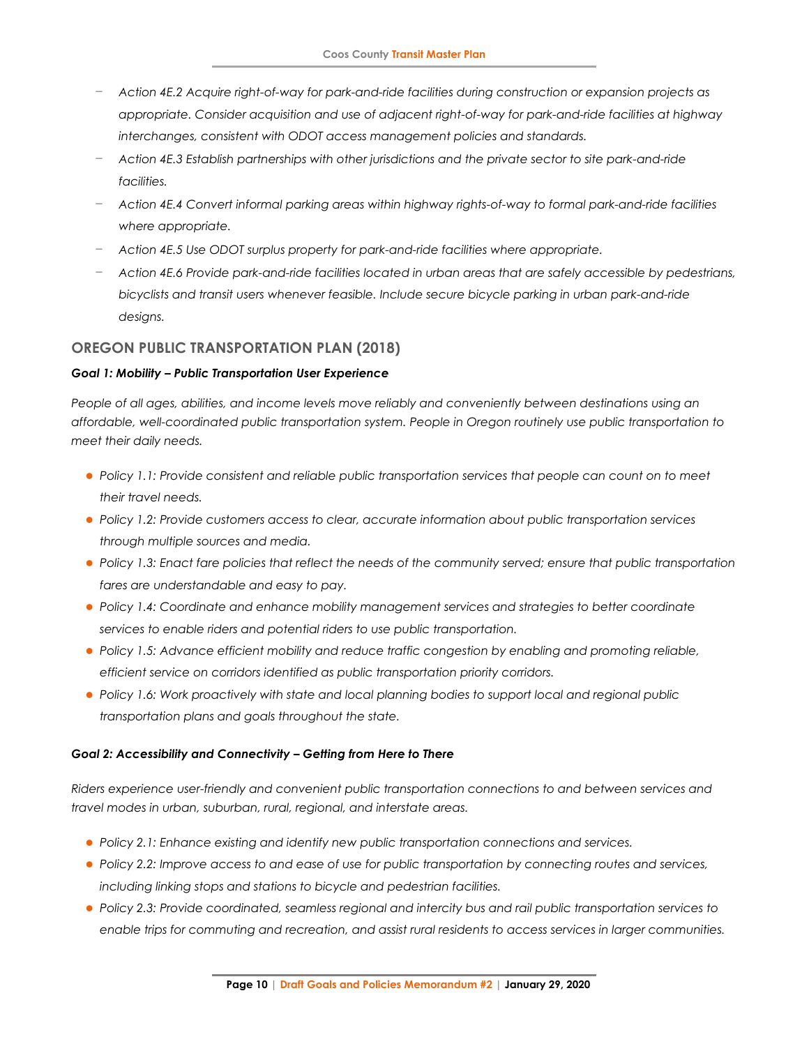- *Action 4E.2 Acquire right-of-way for park-and-ride facilities during construction or expansion projects as appropriate. Consider acquisition and use of adjacent right-of-way for park-and-ride facilities at highway interchanges, consistent with ODOT access management policies and standards.*
- *Action 4E.3 Establish partnerships with other jurisdictions and the private sector to site park-and-ride facilities.*
- *Action 4E.4 Convert informal parking areas within highway rights-of-way to formal park-and-ride facilities where appropriate.*
- *Action 4E.5 Use ODOT surplus property for park-and-ride facilities where appropriate.*
- *Action 4E.6 Provide park-and-ride facilities located in urban areas that are safely accessible by pedestrians, bicyclists and transit users whenever feasible. Include secure bicycle parking in urban park-and-ride designs.*

## OREGON PUBLIC TRANSPORTATION PLAN (2018)

***Goal 1: Mobility – Public Transportation User Experience***

*People of all ages, abilities, and income levels move reliably and conveniently between destinations using an affordable, well-coordinated public transportation system. People in Oregon routinely use public transportation to meet their daily needs.*

- *Policy 1.1: Provide consistent and reliable public transportation services that people can count on to meet their travel needs.*
- *Policy 1.2: Provide customers access to clear, accurate information about public transportation services through multiple sources and media.*
- *Policy 1.3: Enact fare policies that reflect the needs of the community served; ensure that public transportation fares are understandable and easy to pay.*
- *Policy 1.4: Coordinate and enhance mobility management services and strategies to better coordinate services to enable riders and potential riders to use public transportation.*
- *Policy 1.5: Advance efficient mobility and reduce traffic congestion by enabling and promoting reliable, efficient service on corridors identified as public transportation priority corridors.*
- *Policy 1.6: Work proactively with state and local planning bodies to support local and regional public transportation plans and goals throughout the state.*

***Goal 2: Accessibility and Connectivity – Getting from Here to There***

*Riders experience user-friendly and convenient public transportation connections to and between services and travel modes in urban, suburban, rural, regional, and interstate areas.*

- *Policy 2.1: Enhance existing and identify new public transportation connections and services.*
- *Policy 2.2: Improve access to and ease of use for public transportation by connecting routes and services, including linking stops and stations to bicycle and pedestrian facilities.*
- *Policy 2.3: Provide coordinated, seamless regional and intercity bus and rail public transportation services to enable trips for commuting and recreation, and assist rural residents to access services in larger communities.*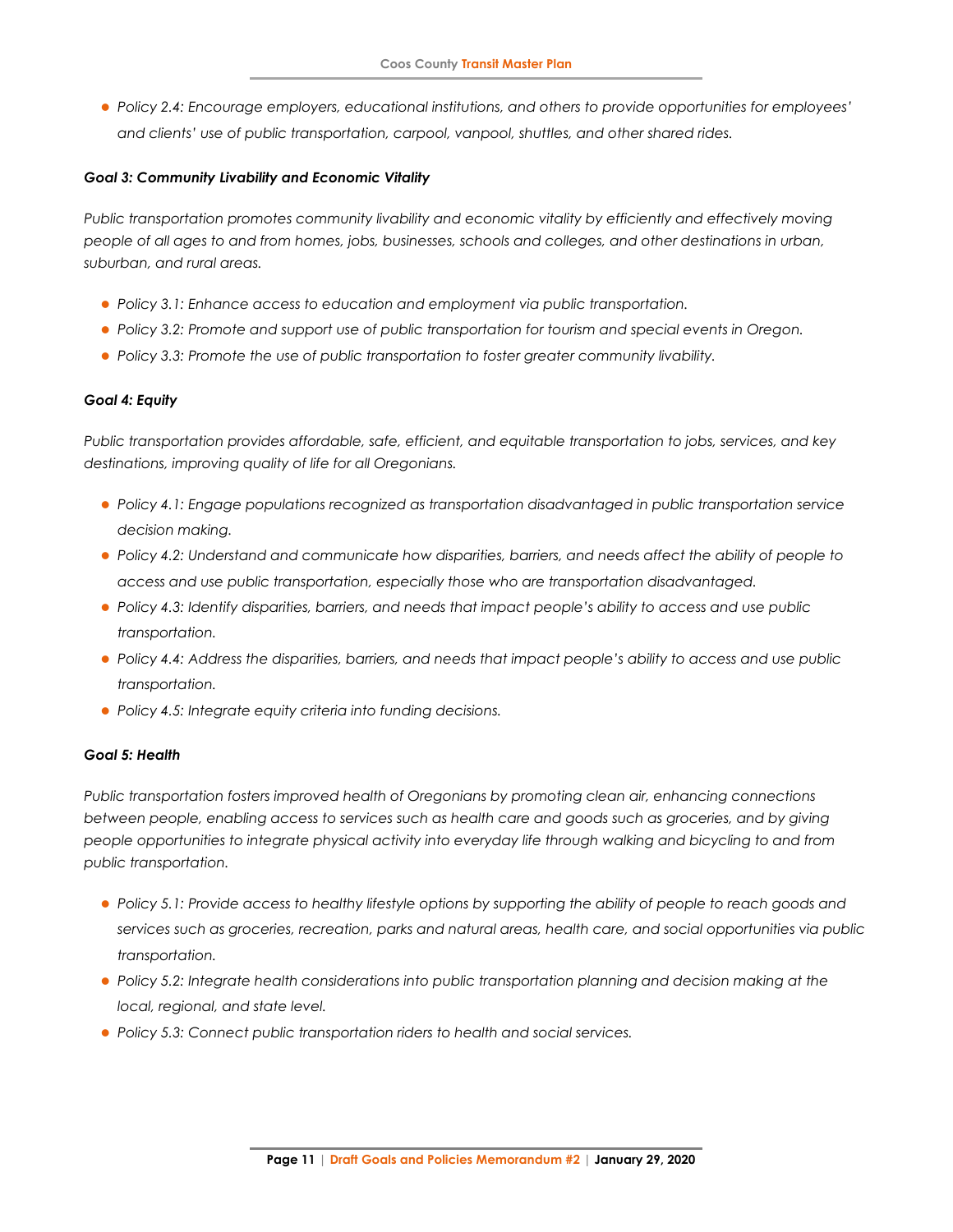- *Policy 2.4: Encourage employers, educational institutions, and others to provide opportunities for employees' and clients' use of public transportation, carpool, vanpool, shuttles, and other shared rides.*

#### *Goal 3: Community Livability and Economic Vitality*

*Public transportation promotes community livability and economic vitality by efficiently and effectively moving people of all ages to and from homes, jobs, businesses, schools and colleges, and other destinations in urban, suburban, and rural areas.*

- *Policy 3.1: Enhance access to education and employment via public transportation.*
- *Policy 3.2: Promote and support use of public transportation for tourism and special events in Oregon.*
- *Policy 3.3: Promote the use of public transportation to foster greater community livability.*

#### *Goal 4: Equity*

*Public transportation provides affordable, safe, efficient, and equitable transportation to jobs, services, and key destinations, improving quality of life for all Oregonians.*

- *Policy 4.1: Engage populations recognized as transportation disadvantaged in public transportation service decision making.*
- *Policy 4.2: Understand and communicate how disparities, barriers, and needs affect the ability of people to access and use public transportation, especially those who are transportation disadvantaged.*
- *Policy 4.3: Identify disparities, barriers, and needs that impact people's ability to access and use public transportation.*
- *Policy 4.4: Address the disparities, barriers, and needs that impact people's ability to access and use public transportation.*
- *Policy 4.5: Integrate equity criteria into funding decisions.*

#### *Goal 5: Health*

*Public transportation fosters improved health of Oregonians by promoting clean air, enhancing connections between people, enabling access to services such as health care and goods such as groceries, and by giving people opportunities to integrate physical activity into everyday life through walking and bicycling to and from public transportation.*

- *Policy 5.1: Provide access to healthy lifestyle options by supporting the ability of people to reach goods and services such as groceries, recreation, parks and natural areas, health care, and social opportunities via public transportation.*
- *Policy 5.2: Integrate health considerations into public transportation planning and decision making at the local, regional, and state level.*
- *Policy 5.3: Connect public transportation riders to health and social services.*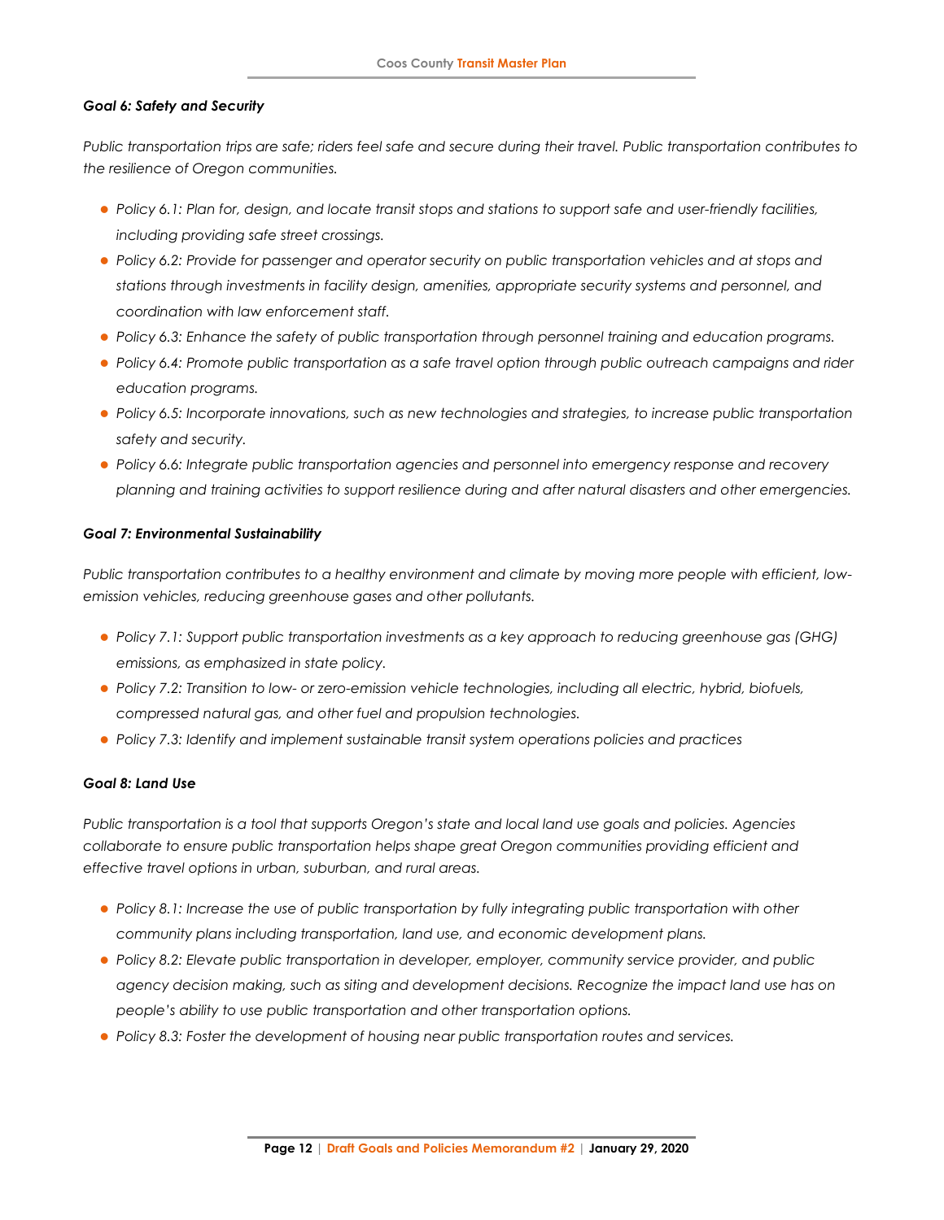### *Goal 6: Safety and Security*

*Public transportation trips are safe; riders feel safe and secure during their travel. Public transportation contributes to the resilience of Oregon communities.*

- *Policy 6.1: Plan for, design, and locate transit stops and stations to support safe and user-friendly facilities, including providing safe street crossings.*
- *Policy 6.2: Provide for passenger and operator security on public transportation vehicles and at stops and stations through investments in facility design, amenities, appropriate security systems and personnel, and coordination with law enforcement staff.*
- *Policy 6.3: Enhance the safety of public transportation through personnel training and education programs.*
- *Policy 6.4: Promote public transportation as a safe travel option through public outreach campaigns and rider education programs.*
- *Policy 6.5: Incorporate innovations, such as new technologies and strategies, to increase public transportation safety and security.*
- *Policy 6.6: Integrate public transportation agencies and personnel into emergency response and recovery planning and training activities to support resilience during and after natural disasters and other emergencies.*

### *Goal 7: Environmental Sustainability*

*Public transportation contributes to a healthy environment and climate by moving more people with efficient, low-emission vehicles, reducing greenhouse gases and other pollutants.*

- *Policy 7.1: Support public transportation investments as a key approach to reducing greenhouse gas (GHG) emissions, as emphasized in state policy.*
- *Policy 7.2: Transition to low- or zero-emission vehicle technologies, including all electric, hybrid, biofuels, compressed natural gas, and other fuel and propulsion technologies.*
- *Policy 7.3: Identify and implement sustainable transit system operations policies and practices*

### *Goal 8: Land Use*

*Public transportation is a tool that supports Oregon's state and local land use goals and policies. Agencies collaborate to ensure public transportation helps shape great Oregon communities providing efficient and effective travel options in urban, suburban, and rural areas.*

- *Policy 8.1: Increase the use of public transportation by fully integrating public transportation with other community plans including transportation, land use, and economic development plans.*
- *Policy 8.2: Elevate public transportation in developer, employer, community service provider, and public agency decision making, such as siting and development decisions. Recognize the impact land use has on people's ability to use public transportation and other transportation options.*
- *Policy 8.3: Foster the development of housing near public transportation routes and services.*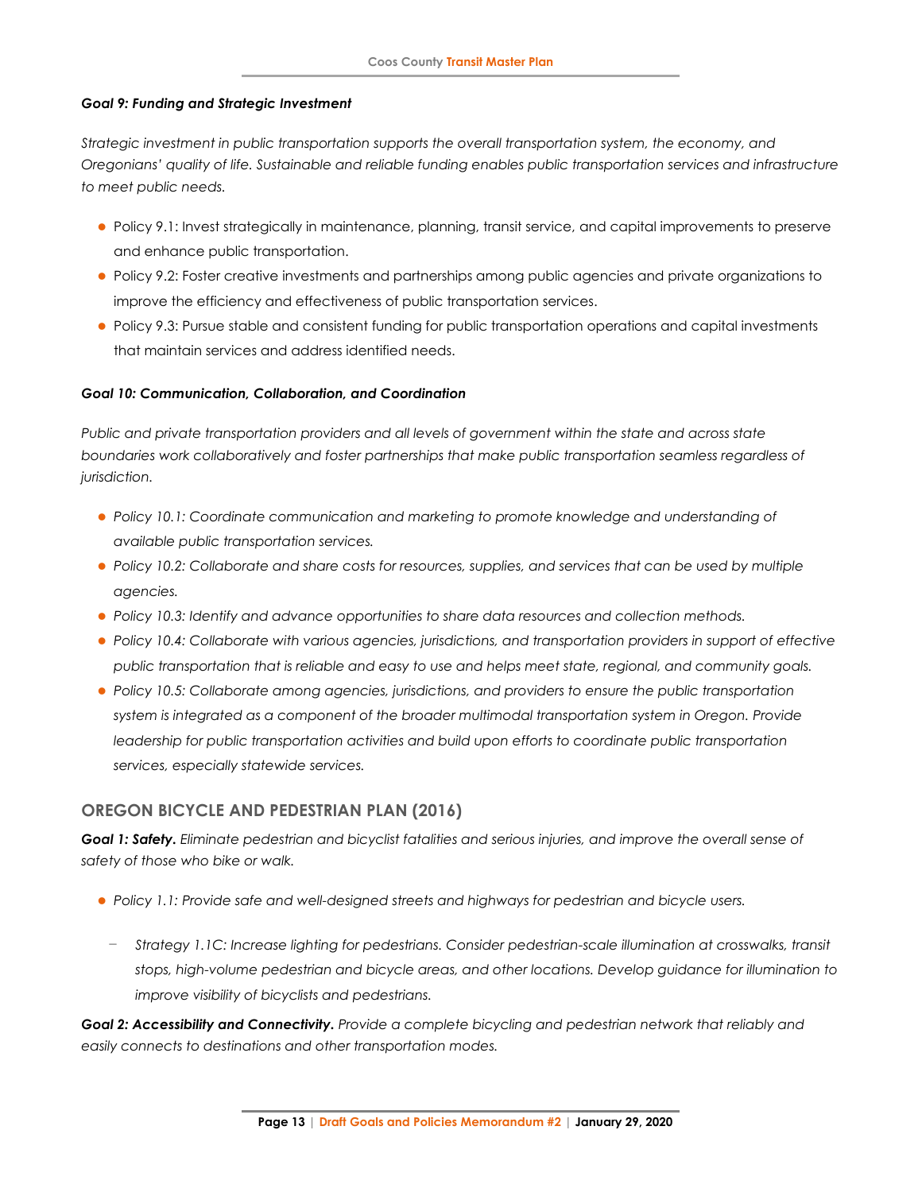***Goal 9: Funding and Strategic Investment***

*Strategic investment in public transportation supports the overall transportation system, the economy, and Oregonians' quality of life. Sustainable and reliable funding enables public transportation services and infrastructure to meet public needs.*

- Policy 9.1: Invest strategically in maintenance, planning, transit service, and capital improvements to preserve and enhance public transportation.
- Policy 9.2: Foster creative investments and partnerships among public agencies and private organizations to improve the efficiency and effectiveness of public transportation services.
- Policy 9.3: Pursue stable and consistent funding for public transportation operations and capital investments that maintain services and address identified needs.

***Goal 10: Communication, Collaboration, and Coordination***

*Public and private transportation providers and all levels of government within the state and across state boundaries work collaboratively and foster partnerships that make public transportation seamless regardless of jurisdiction.*

- *Policy 10.1: Coordinate communication and marketing to promote knowledge and understanding of available public transportation services.*
- *Policy 10.2: Collaborate and share costs for resources, supplies, and services that can be used by multiple agencies.*
- *Policy 10.3: Identify and advance opportunities to share data resources and collection methods.*
- *Policy 10.4: Collaborate with various agencies, jurisdictions, and transportation providers in support of effective public transportation that is reliable and easy to use and helps meet state, regional, and community goals.*
- *Policy 10.5: Collaborate among agencies, jurisdictions, and providers to ensure the public transportation system is integrated as a component of the broader multimodal transportation system in Oregon. Provide leadership for public transportation activities and build upon efforts to coordinate public transportation services, especially statewide services.*

## OREGON BICYCLE AND PEDESTRIAN PLAN (2016)

***Goal 1: Safety.*** *Eliminate pedestrian and bicyclist fatalities and serious injuries, and improve the overall sense of safety of those who bike or walk.*

- *Policy 1.1: Provide safe and well-designed streets and highways for pedestrian and bicycle users.*
  - *Strategy 1.1C: Increase lighting for pedestrians. Consider pedestrian-scale illumination at crosswalks, transit stops, high-volume pedestrian and bicycle areas, and other locations. Develop guidance for illumination to improve visibility of bicyclists and pedestrians.*

***Goal 2: Accessibility and Connectivity.*** *Provide a complete bicycling and pedestrian network that reliably and easily connects to destinations and other transportation modes.*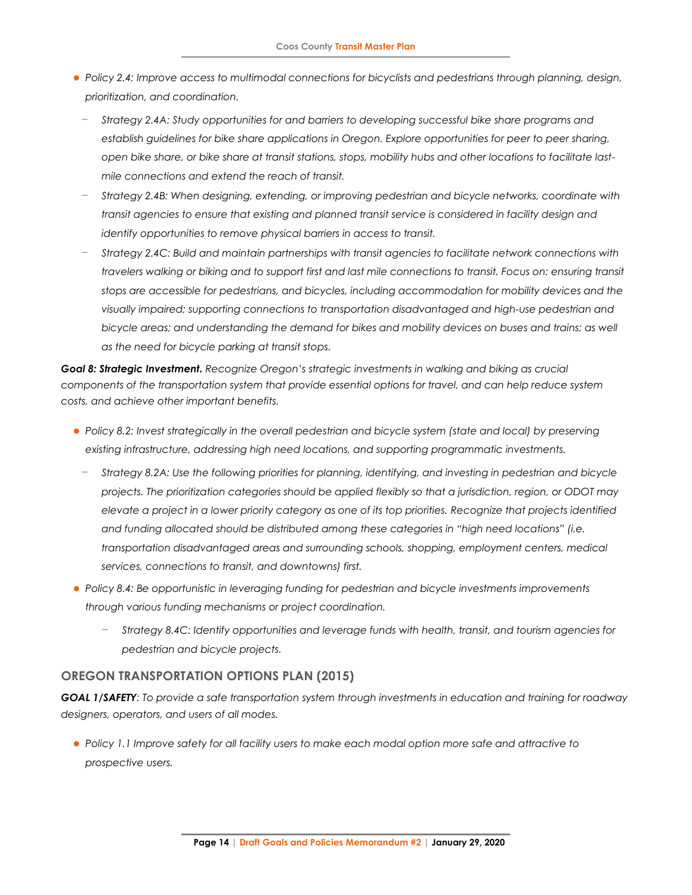- *Policy 2.4: Improve access to multimodal connections for bicyclists and pedestrians through planning, design, prioritization, and coordination.*
  - *Strategy 2.4A: Study opportunities for and barriers to developing successful bike share programs and establish guidelines for bike share applications in Oregon. Explore opportunities for peer to peer sharing, open bike share, or bike share at transit stations, stops, mobility hubs and other locations to facilitate last-mile connections and extend the reach of transit.*
  - *Strategy 2.4B: When designing, extending, or improving pedestrian and bicycle networks, coordinate with transit agencies to ensure that existing and planned transit service is considered in facility design and identify opportunities to remove physical barriers in access to transit.*
  - *Strategy 2.4C: Build and maintain partnerships with transit agencies to facilitate network connections with travelers walking or biking and to support first and last mile connections to transit. Focus on: ensuring transit stops are accessible for pedestrians, and bicycles, including accommodation for mobility devices and the visually impaired; supporting connections to transportation disadvantaged and high-use pedestrian and bicycle areas; and understanding the demand for bikes and mobility devices on buses and trains; as well as the need for bicycle parking at transit stops.*

***Goal 8: Strategic Investment.*** *Recognize Oregon's strategic investments in walking and biking as crucial components of the transportation system that provide essential options for travel, and can help reduce system costs, and achieve other important benefits.*

- *Policy 8.2: Invest strategically in the overall pedestrian and bicycle system (state and local) by preserving existing infrastructure, addressing high need locations, and supporting programmatic investments.*
  - *Strategy 8.2A: Use the following priorities for planning, identifying, and investing in pedestrian and bicycle projects. The prioritization categories should be applied flexibly so that a jurisdiction, region, or ODOT may elevate a project in a lower priority category as one of its top priorities. Recognize that projects identified and funding allocated should be distributed among these categories in "high need locations" (i.e. transportation disadvantaged areas and surrounding schools, shopping, employment centers, medical services, connections to transit, and downtowns) first.*
- *Policy 8.4: Be opportunistic in leveraging funding for pedestrian and bicycle investments improvements through various funding mechanisms or project coordination.*
  - *Strategy 8.4C: Identify opportunities and leverage funds with health, transit, and tourism agencies for pedestrian and bicycle projects.*

## OREGON TRANSPORTATION OPTIONS PLAN (2015)

***GOAL 1/SAFETY****: To provide a safe transportation system through investments in education and training for roadway designers, operators, and users of all modes.*

- *Policy 1.1 Improve safety for all facility users to make each modal option more safe and attractive to prospective users.*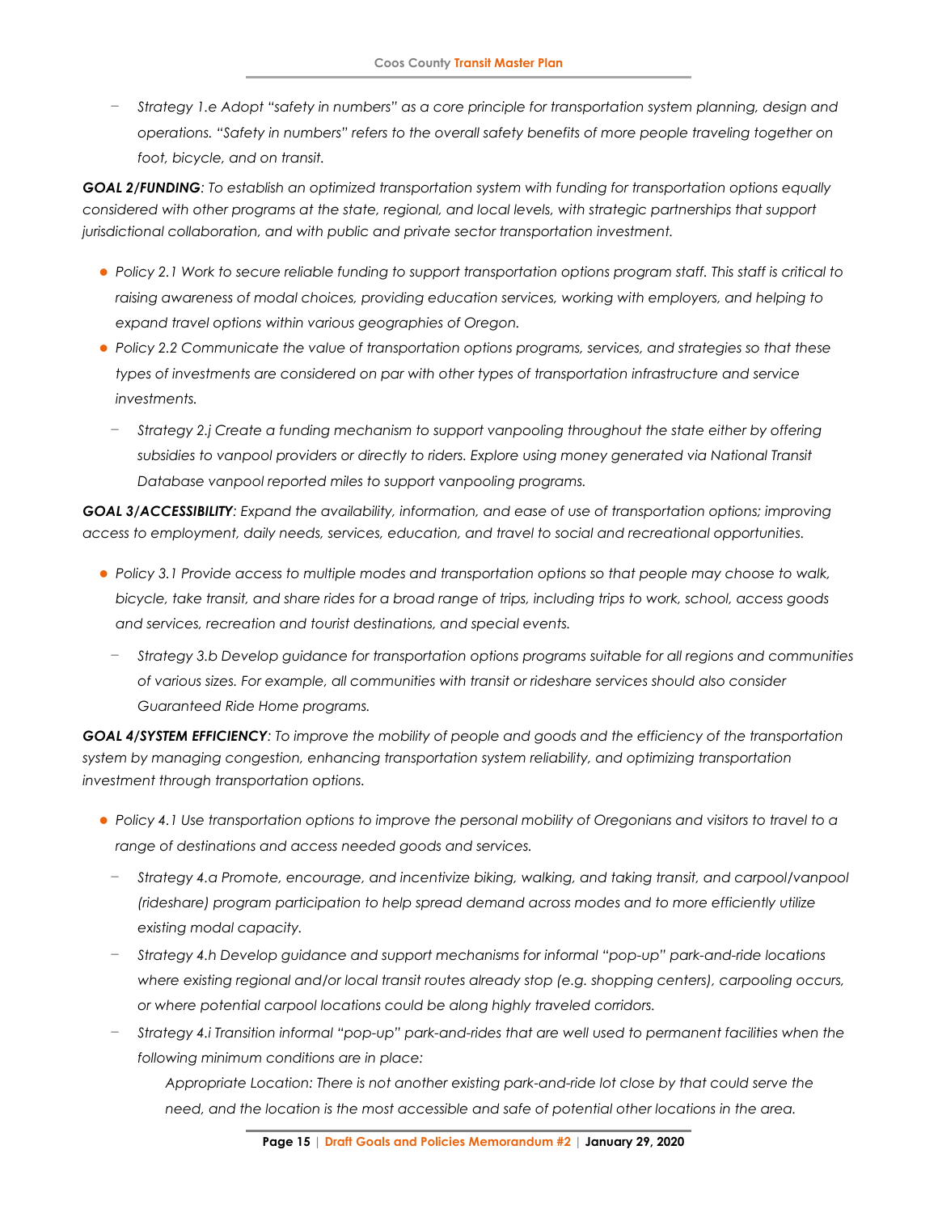- *Strategy 1.e Adopt "safety in numbers" as a core principle for transportation system planning, design and operations. "Safety in numbers" refers to the overall safety benefits of more people traveling together on foot, bicycle, and on transit.*

***GOAL 2/FUNDING****: To establish an optimized transportation system with funding for transportation options equally considered with other programs at the state, regional, and local levels, with strategic partnerships that support jurisdictional collaboration, and with public and private sector transportation investment.*

- *Policy 2.1 Work to secure reliable funding to support transportation options program staff. This staff is critical to raising awareness of modal choices, providing education services, working with employers, and helping to expand travel options within various geographies of Oregon.*
- *Policy 2.2 Communicate the value of transportation options programs, services, and strategies so that these types of investments are considered on par with other types of transportation infrastructure and service investments.*
  - *Strategy 2.j Create a funding mechanism to support vanpooling throughout the state either by offering subsidies to vanpool providers or directly to riders. Explore using money generated via National Transit Database vanpool reported miles to support vanpooling programs.*

***GOAL 3/ACCESSIBILITY****: Expand the availability, information, and ease of use of transportation options; improving access to employment, daily needs, services, education, and travel to social and recreational opportunities.*

- *Policy 3.1 Provide access to multiple modes and transportation options so that people may choose to walk, bicycle, take transit, and share rides for a broad range of trips, including trips to work, school, access goods and services, recreation and tourist destinations, and special events.*
  - *Strategy 3.b Develop guidance for transportation options programs suitable for all regions and communities of various sizes. For example, all communities with transit or rideshare services should also consider Guaranteed Ride Home programs.*

***GOAL 4/SYSTEM EFFICIENCY****: To improve the mobility of people and goods and the efficiency of the transportation system by managing congestion, enhancing transportation system reliability, and optimizing transportation investment through transportation options.*

- *Policy 4.1 Use transportation options to improve the personal mobility of Oregonians and visitors to travel to a range of destinations and access needed goods and services.*
  - *Strategy 4.a Promote, encourage, and incentivize biking, walking, and taking transit, and carpool/vanpool (rideshare) program participation to help spread demand across modes and to more efficiently utilize existing modal capacity.*
  - *Strategy 4.h Develop guidance and support mechanisms for informal "pop-up" park-and-ride locations where existing regional and/or local transit routes already stop (e.g. shopping centers), carpooling occurs, or where potential carpool locations could be along highly traveled corridors.*
  - *Strategy 4.i Transition informal "pop-up" park-and-rides that are well used to permanent facilities when the following minimum conditions are in place:*

    *Appropriate Location: There is not another existing park-and-ride lot close by that could serve the need, and the location is the most accessible and safe of potential other locations in the area.*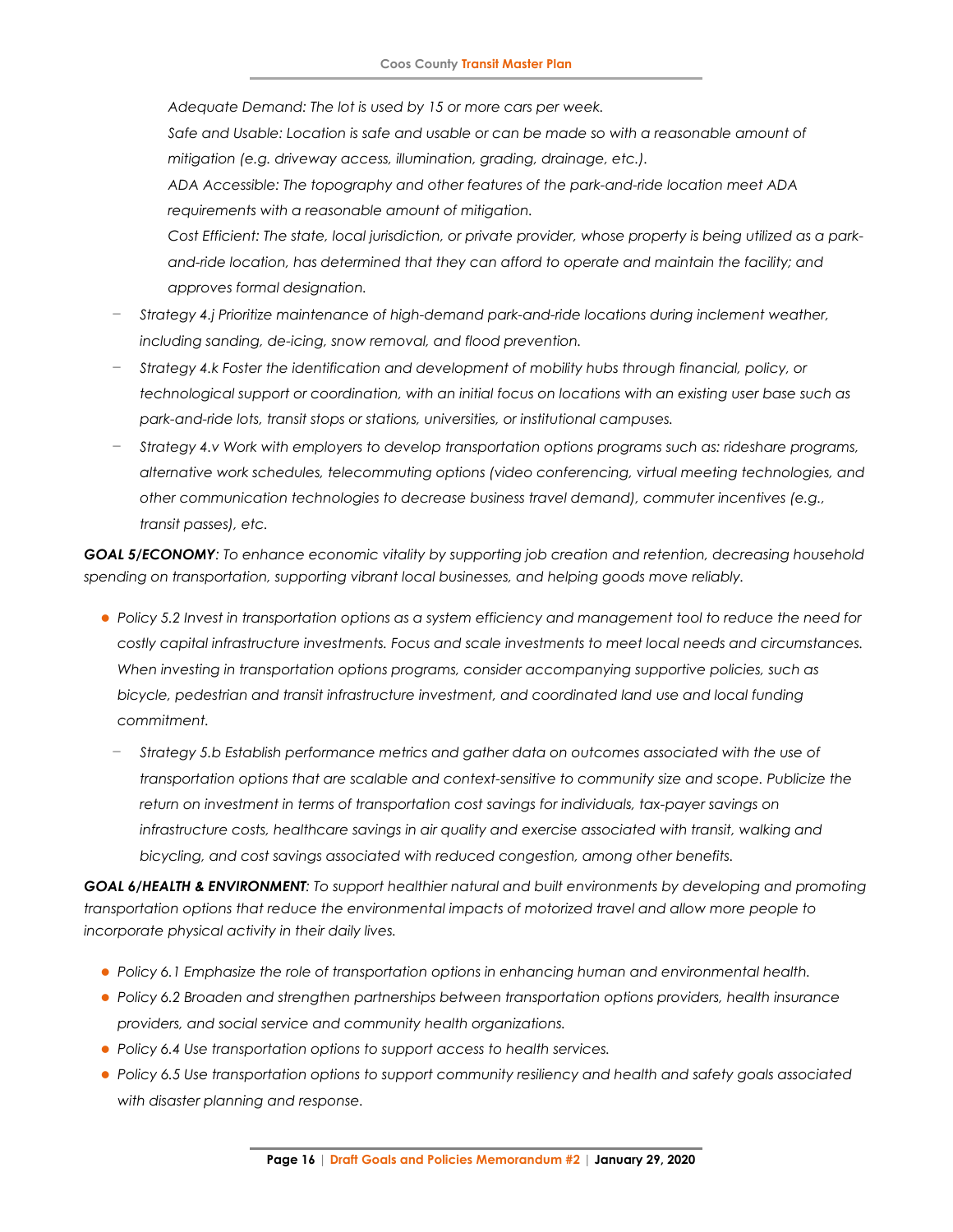*Adequate Demand: The lot is used by 15 or more cars per week.*

*Safe and Usable: Location is safe and usable or can be made so with a reasonable amount of mitigation (e.g. driveway access, illumination, grading, drainage, etc.).*

*ADA Accessible: The topography and other features of the park-and-ride location meet ADA requirements with a reasonable amount of mitigation.*

*Cost Efficient: The state, local jurisdiction, or private provider, whose property is being utilized as a park-and-ride location, has determined that they can afford to operate and maintain the facility; and approves formal designation.*

- *Strategy 4.j Prioritize maintenance of high-demand park-and-ride locations during inclement weather, including sanding, de-icing, snow removal, and flood prevention.*
- *Strategy 4.k Foster the identification and development of mobility hubs through financial, policy, or technological support or coordination, with an initial focus on locations with an existing user base such as park-and-ride lots, transit stops or stations, universities, or institutional campuses.*
- *Strategy 4.v Work with employers to develop transportation options programs such as: rideshare programs, alternative work schedules, telecommuting options (video conferencing, virtual meeting technologies, and other communication technologies to decrease business travel demand), commuter incentives (e.g., transit passes), etc.*

***GOAL 5/ECONOMY****: To enhance economic vitality by supporting job creation and retention, decreasing household spending on transportation, supporting vibrant local businesses, and helping goods move reliably.*

- *Policy 5.2 Invest in transportation options as a system efficiency and management tool to reduce the need for costly capital infrastructure investments. Focus and scale investments to meet local needs and circumstances. When investing in transportation options programs, consider accompanying supportive policies, such as bicycle, pedestrian and transit infrastructure investment, and coordinated land use and local funding commitment.*
  - *Strategy 5.b Establish performance metrics and gather data on outcomes associated with the use of transportation options that are scalable and context-sensitive to community size and scope. Publicize the return on investment in terms of transportation cost savings for individuals, tax-payer savings on infrastructure costs, healthcare savings in air quality and exercise associated with transit, walking and bicycling, and cost savings associated with reduced congestion, among other benefits.*

***GOAL 6/HEALTH & ENVIRONMENT****: To support healthier natural and built environments by developing and promoting transportation options that reduce the environmental impacts of motorized travel and allow more people to incorporate physical activity in their daily lives.*

- *Policy 6.1 Emphasize the role of transportation options in enhancing human and environmental health.*
- *Policy 6.2 Broaden and strengthen partnerships between transportation options providers, health insurance providers, and social service and community health organizations.*
- *Policy 6.4 Use transportation options to support access to health services.*
- *Policy 6.5 Use transportation options to support community resiliency and health and safety goals associated with disaster planning and response.*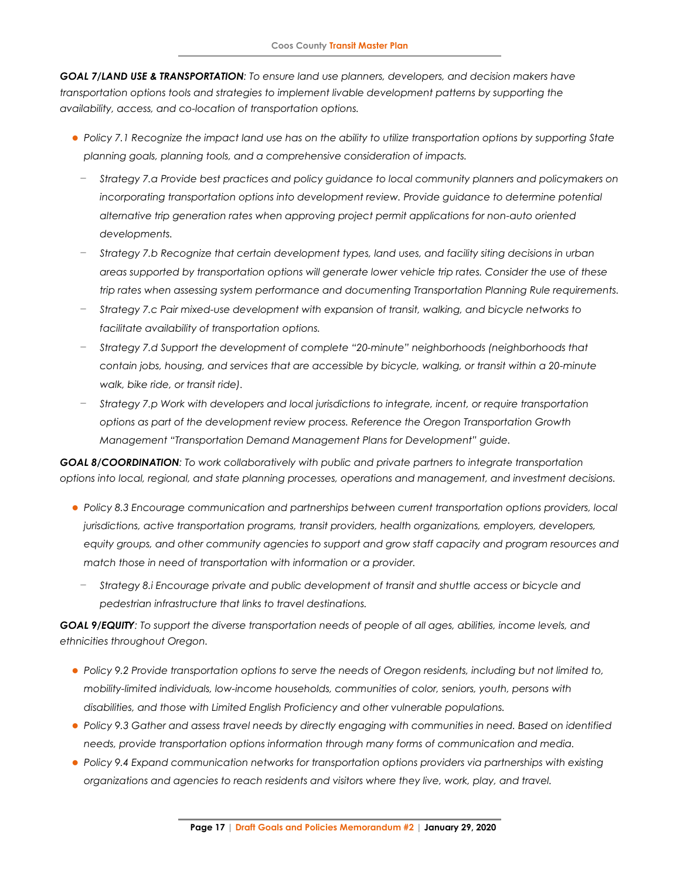***GOAL 7/LAND USE & TRANSPORTATION****: To ensure land use planners, developers, and decision makers have transportation options tools and strategies to implement livable development patterns by supporting the availability, access, and co-location of transportation options.*

- *Policy 7.1 Recognize the impact land use has on the ability to utilize transportation options by supporting State planning goals, planning tools, and a comprehensive consideration of impacts.*
  - *Strategy 7.a Provide best practices and policy guidance to local community planners and policymakers on incorporating transportation options into development review. Provide guidance to determine potential alternative trip generation rates when approving project permit applications for non-auto oriented developments.*
  - *Strategy 7.b Recognize that certain development types, land uses, and facility siting decisions in urban areas supported by transportation options will generate lower vehicle trip rates. Consider the use of these trip rates when assessing system performance and documenting Transportation Planning Rule requirements.*
  - *Strategy 7.c Pair mixed-use development with expansion of transit, walking, and bicycle networks to facilitate availability of transportation options.*
  - *Strategy 7.d Support the development of complete "20-minute" neighborhoods (neighborhoods that contain jobs, housing, and services that are accessible by bicycle, walking, or transit within a 20-minute walk, bike ride, or transit ride).*
  - *Strategy 7.p Work with developers and local jurisdictions to integrate, incent, or require transportation options as part of the development review process. Reference the Oregon Transportation Growth Management "Transportation Demand Management Plans for Development" guide.*

***GOAL 8/COORDINATION****: To work collaboratively with public and private partners to integrate transportation options into local, regional, and state planning processes, operations and management, and investment decisions.*

- *Policy 8.3 Encourage communication and partnerships between current transportation options providers, local jurisdictions, active transportation programs, transit providers, health organizations, employers, developers, equity groups, and other community agencies to support and grow staff capacity and program resources and match those in need of transportation with information or a provider.*
  - *Strategy 8.i Encourage private and public development of transit and shuttle access or bicycle and pedestrian infrastructure that links to travel destinations.*

***GOAL 9/EQUITY****: To support the diverse transportation needs of people of all ages, abilities, income levels, and ethnicities throughout Oregon.*

- *Policy 9.2 Provide transportation options to serve the needs of Oregon residents, including but not limited to, mobility-limited individuals, low-income households, communities of color, seniors, youth, persons with disabilities, and those with Limited English Proficiency and other vulnerable populations.*
- *Policy 9.3 Gather and assess travel needs by directly engaging with communities in need. Based on identified needs, provide transportation options information through many forms of communication and media.*
- *Policy 9.4 Expand communication networks for transportation options providers via partnerships with existing organizations and agencies to reach residents and visitors where they live, work, play, and travel.*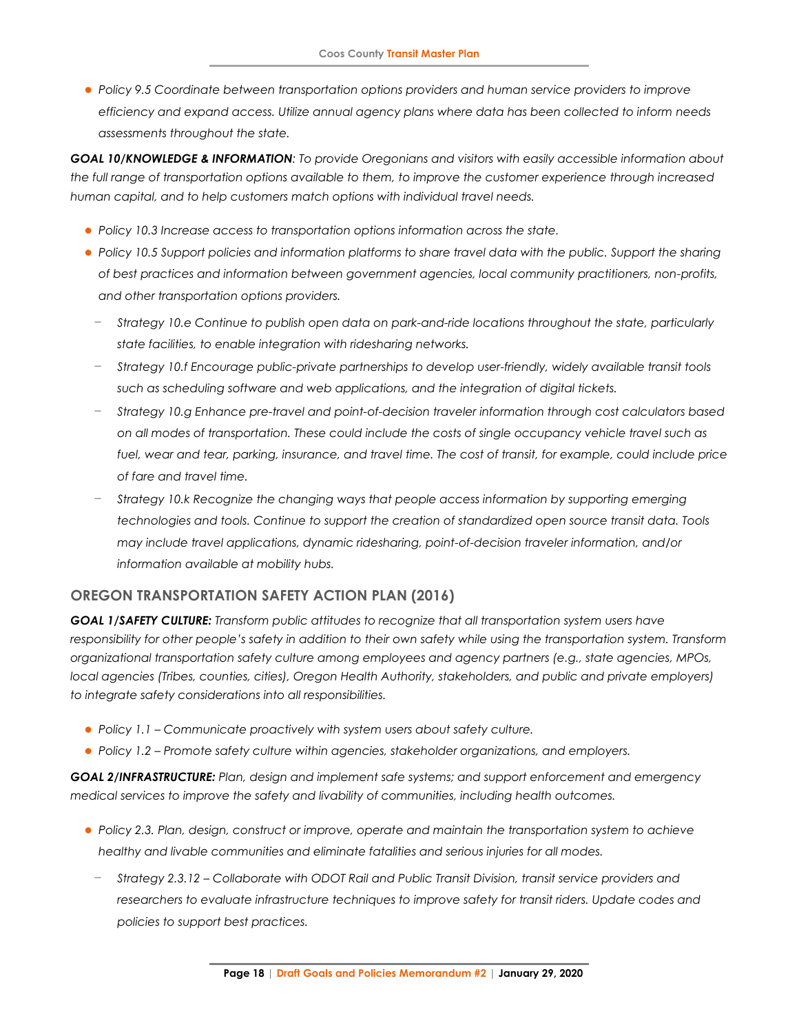- *Policy 9.5 Coordinate between transportation options providers and human service providers to improve efficiency and expand access. Utilize annual agency plans where data has been collected to inform needs assessments throughout the state.*

***GOAL 10/KNOWLEDGE & INFORMATION****: To provide Oregonians and visitors with easily accessible information about the full range of transportation options available to them, to improve the customer experience through increased human capital, and to help customers match options with individual travel needs.*

- *Policy 10.3 Increase access to transportation options information across the state.*
- *Policy 10.5 Support policies and information platforms to share travel data with the public. Support the sharing of best practices and information between government agencies, local community practitioners, non-profits, and other transportation options providers.*
  - *Strategy 10.e Continue to publish open data on park-and-ride locations throughout the state, particularly state facilities, to enable integration with ridesharing networks.*
  - *Strategy 10.f Encourage public-private partnerships to develop user-friendly, widely available transit tools such as scheduling software and web applications, and the integration of digital tickets.*
  - *Strategy 10.g Enhance pre-travel and point-of-decision traveler information through cost calculators based on all modes of transportation. These could include the costs of single occupancy vehicle travel such as fuel, wear and tear, parking, insurance, and travel time. The cost of transit, for example, could include price of fare and travel time.*
  - *Strategy 10.k Recognize the changing ways that people access information by supporting emerging technologies and tools. Continue to support the creation of standardized open source transit data. Tools may include travel applications, dynamic ridesharing, point-of-decision traveler information, and/or information available at mobility hubs.*

## OREGON TRANSPORTATION SAFETY ACTION PLAN (2016)

***GOAL 1/SAFETY CULTURE:*** *Transform public attitudes to recognize that all transportation system users have responsibility for other people's safety in addition to their own safety while using the transportation system. Transform organizational transportation safety culture among employees and agency partners (e.g., state agencies, MPOs, local agencies (Tribes, counties, cities), Oregon Health Authority, stakeholders, and public and private employers) to integrate safety considerations into all responsibilities.*

- *Policy 1.1 – Communicate proactively with system users about safety culture.*
- *Policy 1.2 – Promote safety culture within agencies, stakeholder organizations, and employers.*

***GOAL 2/INFRASTRUCTURE:*** *Plan, design and implement safe systems; and support enforcement and emergency medical services to improve the safety and livability of communities, including health outcomes.*

- *Policy 2.3. Plan, design, construct or improve, operate and maintain the transportation system to achieve healthy and livable communities and eliminate fatalities and serious injuries for all modes.*
  - *Strategy 2.3.12 – Collaborate with ODOT Rail and Public Transit Division, transit service providers and researchers to evaluate infrastructure techniques to improve safety for transit riders. Update codes and policies to support best practices.*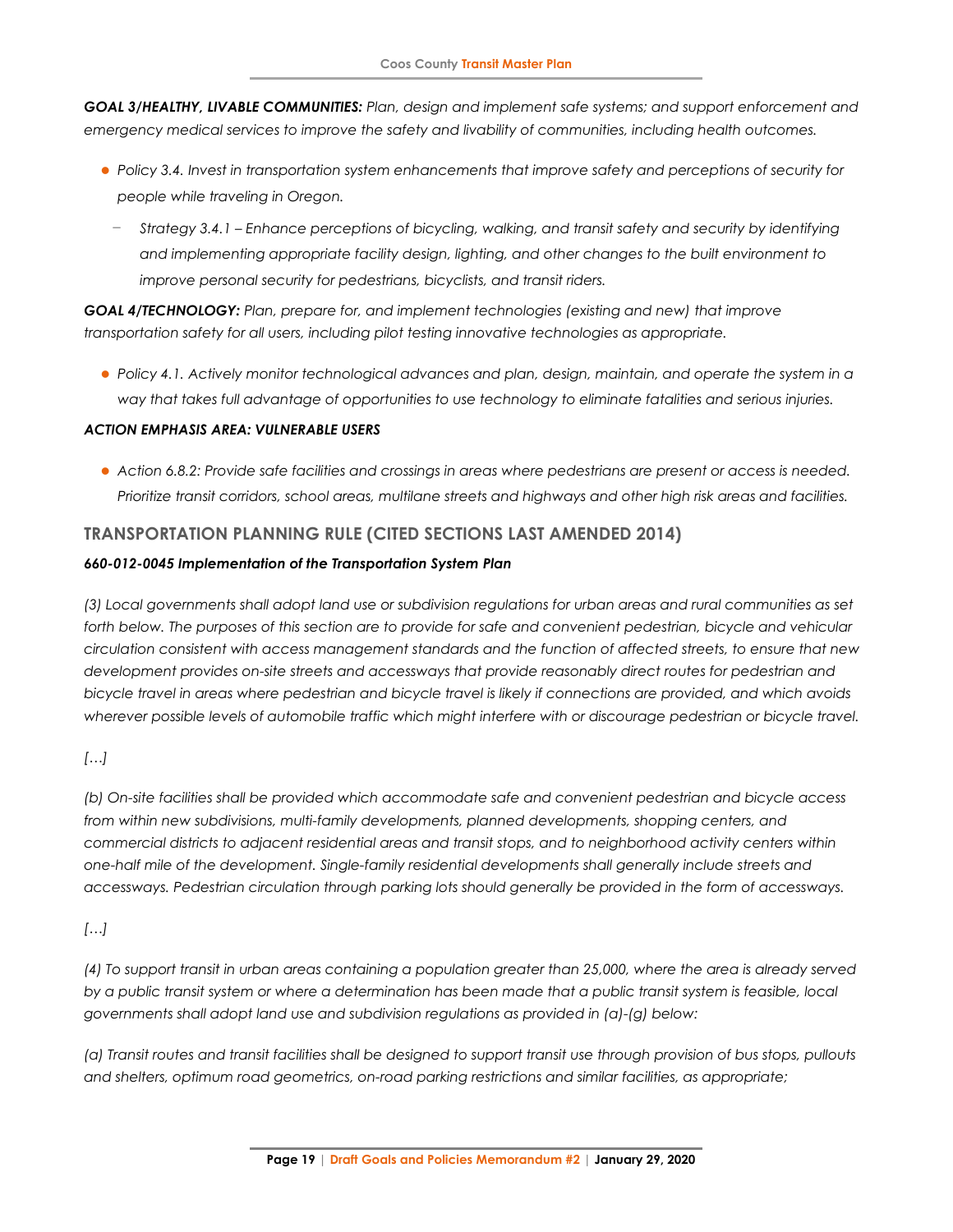***GOAL 3/HEALTHY, LIVABLE COMMUNITIES:*** *Plan, design and implement safe systems; and support enforcement and emergency medical services to improve the safety and livability of communities, including health outcomes.*

- *Policy 3.4. Invest in transportation system enhancements that improve safety and perceptions of security for people while traveling in Oregon.*
  - *Strategy 3.4.1 – Enhance perceptions of bicycling, walking, and transit safety and security by identifying and implementing appropriate facility design, lighting, and other changes to the built environment to improve personal security for pedestrians, bicyclists, and transit riders.*

***GOAL 4/TECHNOLOGY:*** *Plan, prepare for, and implement technologies (existing and new) that improve transportation safety for all users, including pilot testing innovative technologies as appropriate.*

- *Policy 4.1. Actively monitor technological advances and plan, design, maintain, and operate the system in a way that takes full advantage of opportunities to use technology to eliminate fatalities and serious injuries.*

***ACTION EMPHASIS AREA: VULNERABLE USERS***

- *Action 6.8.2: Provide safe facilities and crossings in areas where pedestrians are present or access is needed. Prioritize transit corridors, school areas, multilane streets and highways and other high risk areas and facilities.*

## TRANSPORTATION PLANNING RULE (CITED SECTIONS LAST AMENDED 2014)

***660-012-0045 Implementation of the Transportation System Plan***

*(3) Local governments shall adopt land use or subdivision regulations for urban areas and rural communities as set forth below. The purposes of this section are to provide for safe and convenient pedestrian, bicycle and vehicular circulation consistent with access management standards and the function of affected streets, to ensure that new development provides on-site streets and accessways that provide reasonably direct routes for pedestrian and bicycle travel in areas where pedestrian and bicycle travel is likely if connections are provided, and which avoids wherever possible levels of automobile traffic which might interfere with or discourage pedestrian or bicycle travel.*

*[…]*

*(b) On-site facilities shall be provided which accommodate safe and convenient pedestrian and bicycle access from within new subdivisions, multi-family developments, planned developments, shopping centers, and commercial districts to adjacent residential areas and transit stops, and to neighborhood activity centers within one-half mile of the development. Single-family residential developments shall generally include streets and accessways. Pedestrian circulation through parking lots should generally be provided in the form of accessways.*

*[…]*

*(4) To support transit in urban areas containing a population greater than 25,000, where the area is already served by a public transit system or where a determination has been made that a public transit system is feasible, local governments shall adopt land use and subdivision regulations as provided in (a)-(g) below:*

*(a) Transit routes and transit facilities shall be designed to support transit use through provision of bus stops, pullouts and shelters, optimum road geometrics, on-road parking restrictions and similar facilities, as appropriate;*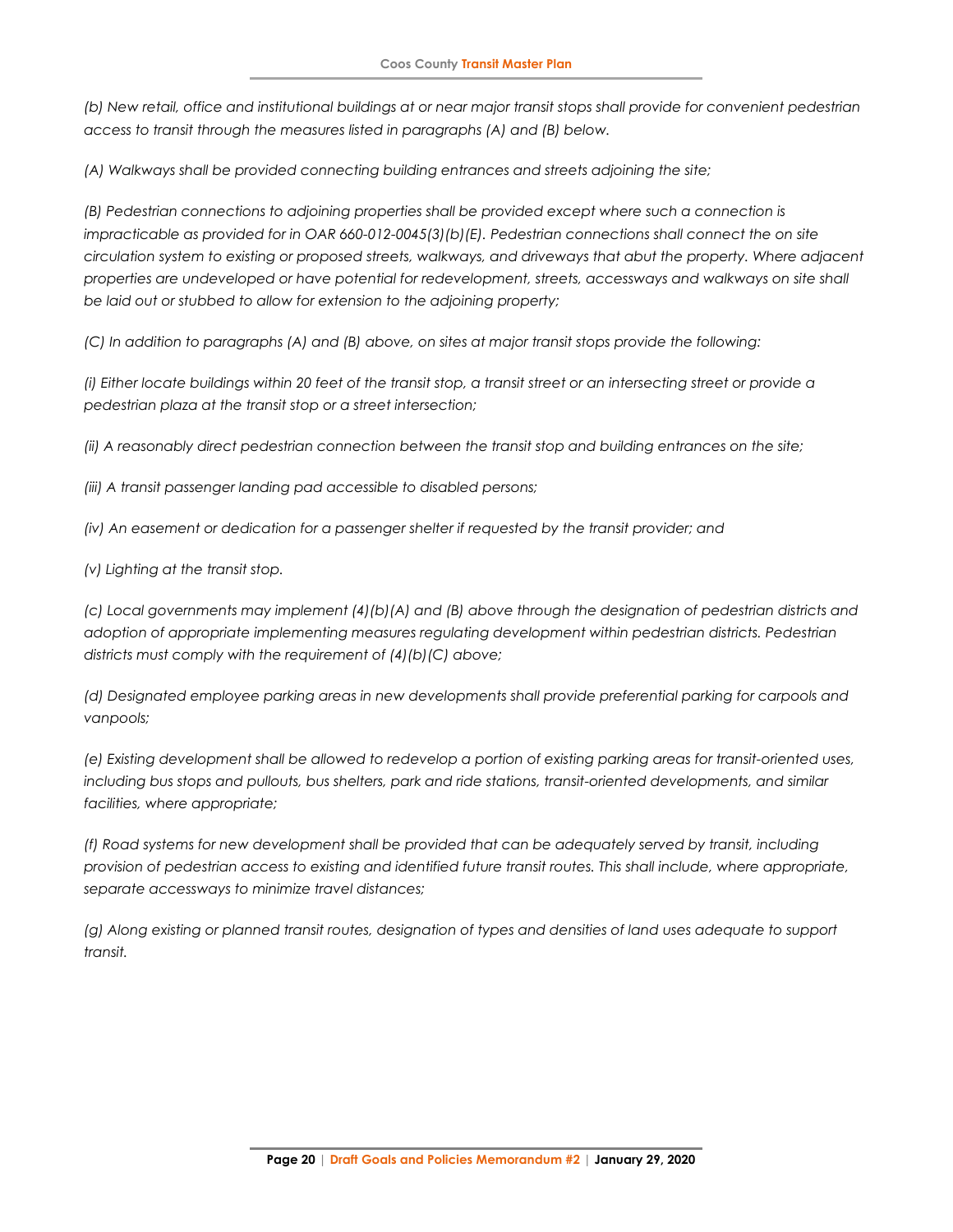*(b) New retail, office and institutional buildings at or near major transit stops shall provide for convenient pedestrian access to transit through the measures listed in paragraphs (A) and (B) below.*

*(A) Walkways shall be provided connecting building entrances and streets adjoining the site;*

*(B) Pedestrian connections to adjoining properties shall be provided except where such a connection is impracticable as provided for in OAR 660-012-0045(3)(b)(E). Pedestrian connections shall connect the on site circulation system to existing or proposed streets, walkways, and driveways that abut the property. Where adjacent properties are undeveloped or have potential for redevelopment, streets, accessways and walkways on site shall be laid out or stubbed to allow for extension to the adjoining property;*

*(C) In addition to paragraphs (A) and (B) above, on sites at major transit stops provide the following:*

*(i) Either locate buildings within 20 feet of the transit stop, a transit street or an intersecting street or provide a pedestrian plaza at the transit stop or a street intersection;*

*(ii) A reasonably direct pedestrian connection between the transit stop and building entrances on the site;*

*(iii) A transit passenger landing pad accessible to disabled persons;*

*(iv) An easement or dedication for a passenger shelter if requested by the transit provider; and*

*(v) Lighting at the transit stop.*

*(c) Local governments may implement (4)(b)(A) and (B) above through the designation of pedestrian districts and adoption of appropriate implementing measures regulating development within pedestrian districts. Pedestrian districts must comply with the requirement of (4)(b)(C) above;*

*(d) Designated employee parking areas in new developments shall provide preferential parking for carpools and vanpools;*

*(e) Existing development shall be allowed to redevelop a portion of existing parking areas for transit-oriented uses, including bus stops and pullouts, bus shelters, park and ride stations, transit-oriented developments, and similar facilities, where appropriate;*

*(f) Road systems for new development shall be provided that can be adequately served by transit, including provision of pedestrian access to existing and identified future transit routes. This shall include, where appropriate, separate accessways to minimize travel distances;*

*(g) Along existing or planned transit routes, designation of types and densities of land uses adequate to support transit.*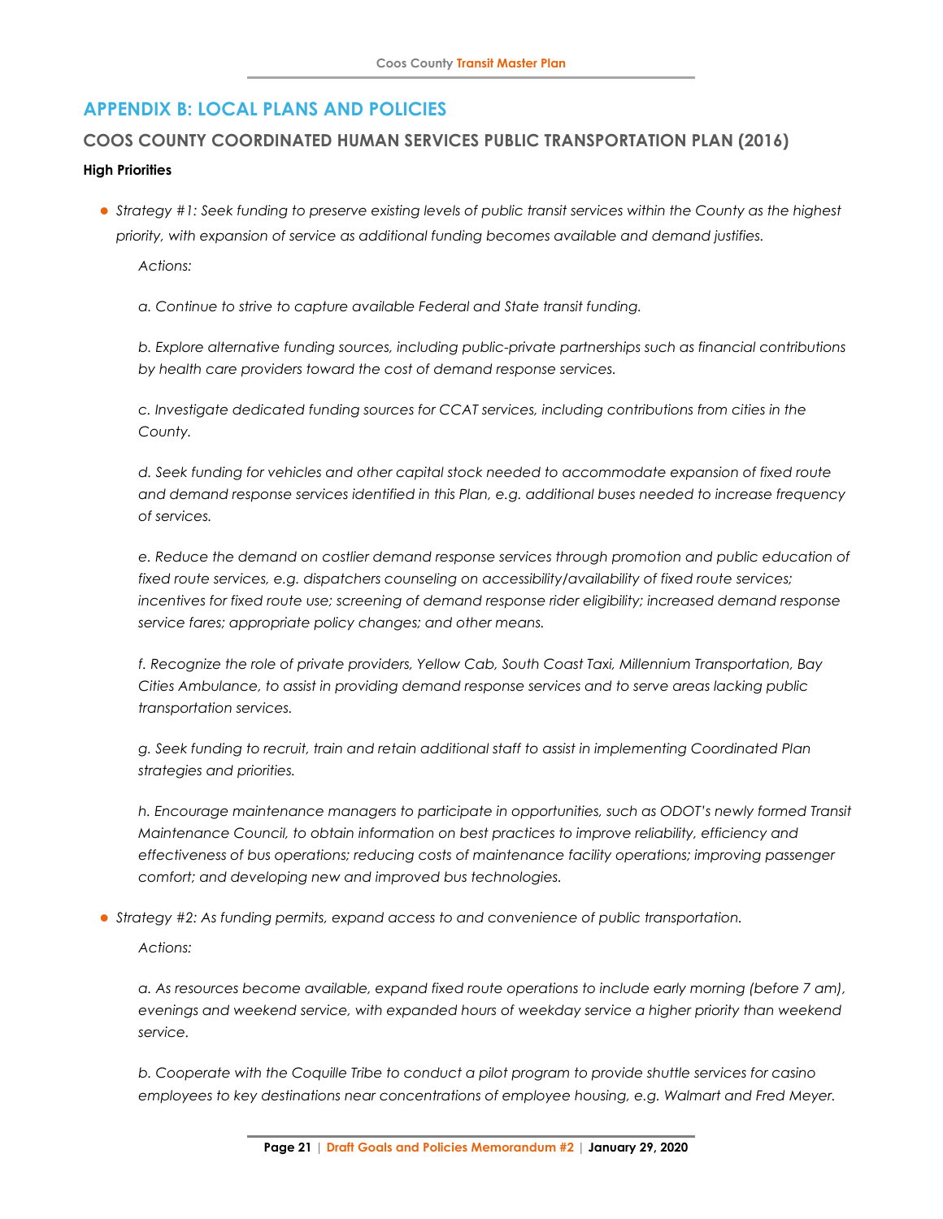# APPENDIX B: LOCAL PLANS AND POLICIES

## COOS COUNTY COORDINATED HUMAN SERVICES PUBLIC TRANSPORTATION PLAN (2016)

**High Priorities**

- *Strategy #1: Seek funding to preserve existing levels of public transit services within the County as the highest priority, with expansion of service as additional funding becomes available and demand justifies.*

  *Actions:*

  *a. Continue to strive to capture available Federal and State transit funding.*

  *b. Explore alternative funding sources, including public-private partnerships such as financial contributions by health care providers toward the cost of demand response services.*

  *c. Investigate dedicated funding sources for CCAT services, including contributions from cities in the County.*

  *d. Seek funding for vehicles and other capital stock needed to accommodate expansion of fixed route and demand response services identified in this Plan, e.g. additional buses needed to increase frequency of services.*

  *e. Reduce the demand on costlier demand response services through promotion and public education of fixed route services, e.g. dispatchers counseling on accessibility/availability of fixed route services; incentives for fixed route use; screening of demand response rider eligibility; increased demand response service fares; appropriate policy changes; and other means.*

  *f. Recognize the role of private providers, Yellow Cab, South Coast Taxi, Millennium Transportation, Bay Cities Ambulance, to assist in providing demand response services and to serve areas lacking public transportation services.*

  *g. Seek funding to recruit, train and retain additional staff to assist in implementing Coordinated Plan strategies and priorities.*

  *h. Encourage maintenance managers to participate in opportunities, such as ODOT's newly formed Transit Maintenance Council, to obtain information on best practices to improve reliability, efficiency and effectiveness of bus operations; reducing costs of maintenance facility operations; improving passenger comfort; and developing new and improved bus technologies.*

- *Strategy #2: As funding permits, expand access to and convenience of public transportation.*

  *Actions:*

  *a. As resources become available, expand fixed route operations to include early morning (before 7 am), evenings and weekend service, with expanded hours of weekday service a higher priority than weekend service.*

  *b. Cooperate with the Coquille Tribe to conduct a pilot program to provide shuttle services for casino employees to key destinations near concentrations of employee housing, e.g. Walmart and Fred Meyer.*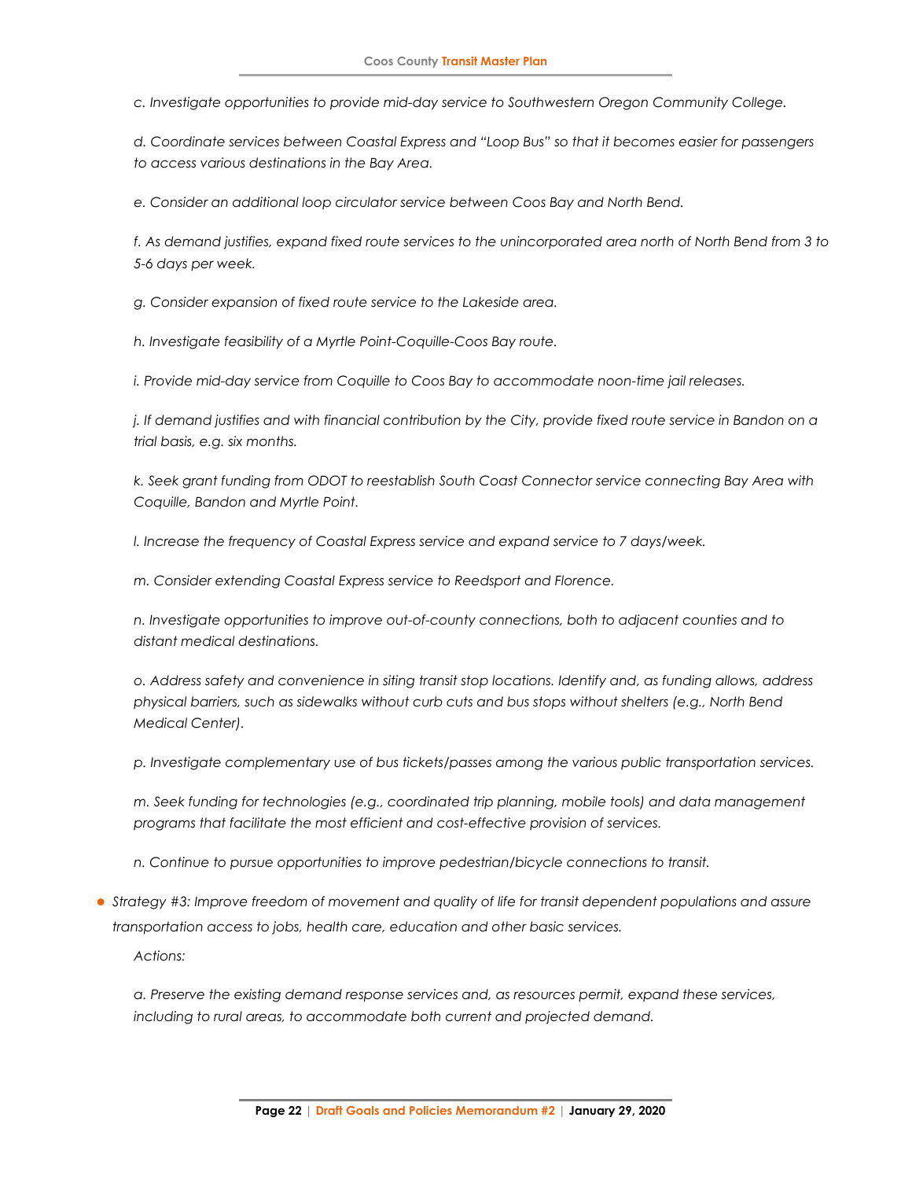*c. Investigate opportunities to provide mid-day service to Southwestern Oregon Community College.*

*d. Coordinate services between Coastal Express and "Loop Bus" so that it becomes easier for passengers to access various destinations in the Bay Area.*

*e. Consider an additional loop circulator service between Coos Bay and North Bend.*

*f. As demand justifies, expand fixed route services to the unincorporated area north of North Bend from 3 to 5-6 days per week.*

*g. Consider expansion of fixed route service to the Lakeside area.*

*h. Investigate feasibility of a Myrtle Point-Coquille-Coos Bay route.*

*i. Provide mid-day service from Coquille to Coos Bay to accommodate noon-time jail releases.*

*j. If demand justifies and with financial contribution by the City, provide fixed route service in Bandon on a trial basis, e.g. six months.*

*k. Seek grant funding from ODOT to reestablish South Coast Connector service connecting Bay Area with Coquille, Bandon and Myrtle Point.*

*l. Increase the frequency of Coastal Express service and expand service to 7 days/week.*

*m. Consider extending Coastal Express service to Reedsport and Florence.*

*n. Investigate opportunities to improve out-of-county connections, both to adjacent counties and to distant medical destinations.*

*o. Address safety and convenience in siting transit stop locations. Identify and, as funding allows, address physical barriers, such as sidewalks without curb cuts and bus stops without shelters (e.g., North Bend Medical Center).*

*p. Investigate complementary use of bus tickets/passes among the various public transportation services.*

*m. Seek funding for technologies (e.g., coordinated trip planning, mobile tools) and data management programs that facilitate the most efficient and cost-effective provision of services.*

*n. Continue to pursue opportunities to improve pedestrian/bicycle connections to transit.*

- *Strategy #3: Improve freedom of movement and quality of life for transit dependent populations and assure transportation access to jobs, health care, education and other basic services.*

  *Actions:*

  *a. Preserve the existing demand response services and, as resources permit, expand these services, including to rural areas, to accommodate both current and projected demand.*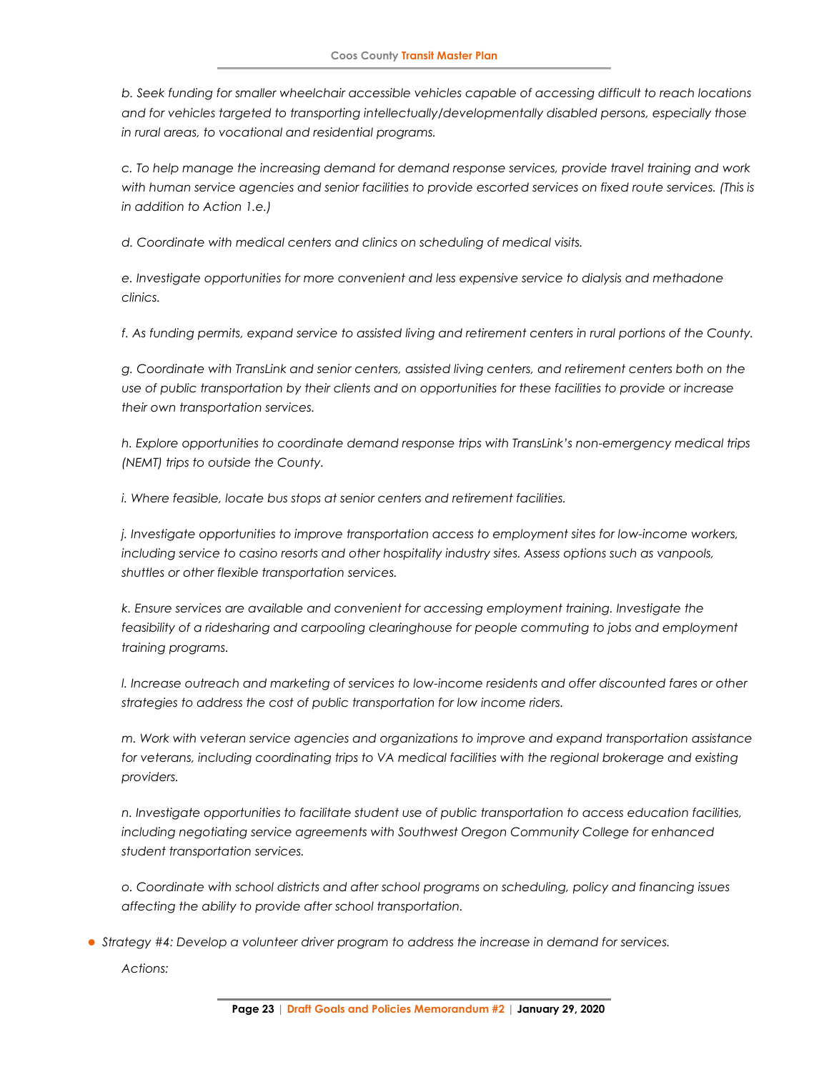*b. Seek funding for smaller wheelchair accessible vehicles capable of accessing difficult to reach locations and for vehicles targeted to transporting intellectually/developmentally disabled persons, especially those in rural areas, to vocational and residential programs.*

*c. To help manage the increasing demand for demand response services, provide travel training and work with human service agencies and senior facilities to provide escorted services on fixed route services. (This is in addition to Action 1.e.)*

*d. Coordinate with medical centers and clinics on scheduling of medical visits.*

*e. Investigate opportunities for more convenient and less expensive service to dialysis and methadone clinics.*

*f. As funding permits, expand service to assisted living and retirement centers in rural portions of the County.*

*g. Coordinate with TransLink and senior centers, assisted living centers, and retirement centers both on the use of public transportation by their clients and on opportunities for these facilities to provide or increase their own transportation services.*

*h. Explore opportunities to coordinate demand response trips with TransLink's non-emergency medical trips (NEMT) trips to outside the County.*

*i. Where feasible, locate bus stops at senior centers and retirement facilities.*

*j. Investigate opportunities to improve transportation access to employment sites for low-income workers, including service to casino resorts and other hospitality industry sites. Assess options such as vanpools, shuttles or other flexible transportation services.*

*k. Ensure services are available and convenient for accessing employment training. Investigate the feasibility of a ridesharing and carpooling clearinghouse for people commuting to jobs and employment training programs.*

*l. Increase outreach and marketing of services to low-income residents and offer discounted fares or other strategies to address the cost of public transportation for low income riders.*

*m. Work with veteran service agencies and organizations to improve and expand transportation assistance for veterans, including coordinating trips to VA medical facilities with the regional brokerage and existing providers.*

*n. Investigate opportunities to facilitate student use of public transportation to access education facilities, including negotiating service agreements with Southwest Oregon Community College for enhanced student transportation services.*

*o. Coordinate with school districts and after school programs on scheduling, policy and financing issues affecting the ability to provide after school transportation.*

- *Strategy #4: Develop a volunteer driver program to address the increase in demand for services.*

  *Actions:*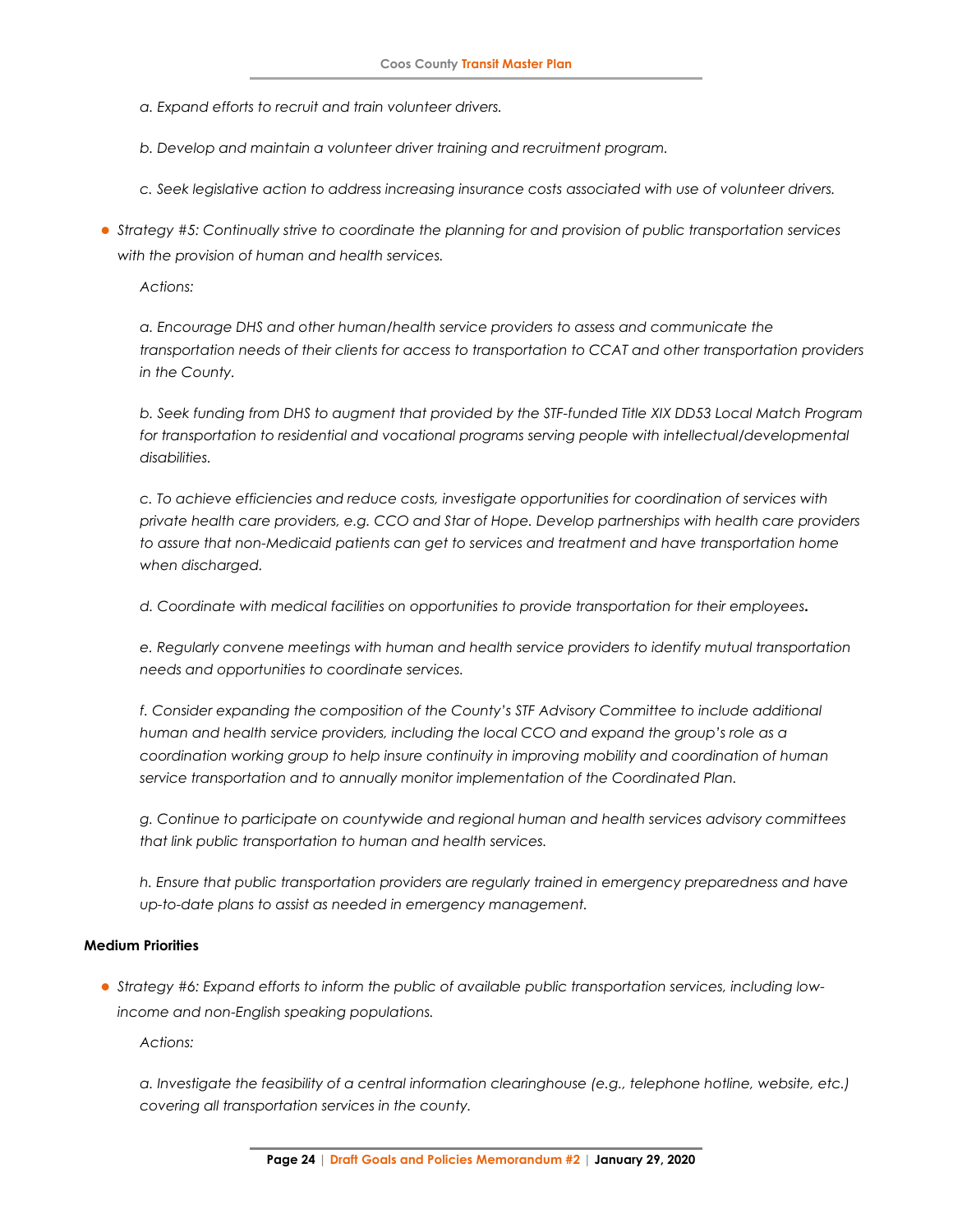*a. Expand efforts to recruit and train volunteer drivers.*

*b. Develop and maintain a volunteer driver training and recruitment program.*

*c. Seek legislative action to address increasing insurance costs associated with use of volunteer drivers.*

- *Strategy #5: Continually strive to coordinate the planning for and provision of public transportation services with the provision of human and health services.*

  *Actions:*

  *a. Encourage DHS and other human/health service providers to assess and communicate the transportation needs of their clients for access to transportation to CCAT and other transportation providers in the County.*

  *b. Seek funding from DHS to augment that provided by the STF-funded Title XIX DD53 Local Match Program for transportation to residential and vocational programs serving people with intellectual/developmental disabilities.*

  *c. To achieve efficiencies and reduce costs, investigate opportunities for coordination of services with private health care providers, e.g. CCO and Star of Hope. Develop partnerships with health care providers to assure that non-Medicaid patients can get to services and treatment and have transportation home when discharged.*

  *d. Coordinate with medical facilities on opportunities to provide transportation for their employees.*

  *e. Regularly convene meetings with human and health service providers to identify mutual transportation needs and opportunities to coordinate services.*

  *f. Consider expanding the composition of the County's STF Advisory Committee to include additional human and health service providers, including the local CCO and expand the group's role as a coordination working group to help insure continuity in improving mobility and coordination of human service transportation and to annually monitor implementation of the Coordinated Plan.*

  *g. Continue to participate on countywide and regional human and health services advisory committees that link public transportation to human and health services.*

  *h. Ensure that public transportation providers are regularly trained in emergency preparedness and have up-to-date plans to assist as needed in emergency management.*

**Medium Priorities**

- *Strategy #6: Expand efforts to inform the public of available public transportation services, including low-income and non-English speaking populations.*

  *Actions:*

  *a. Investigate the feasibility of a central information clearinghouse (e.g., telephone hotline, website, etc.) covering all transportation services in the county.*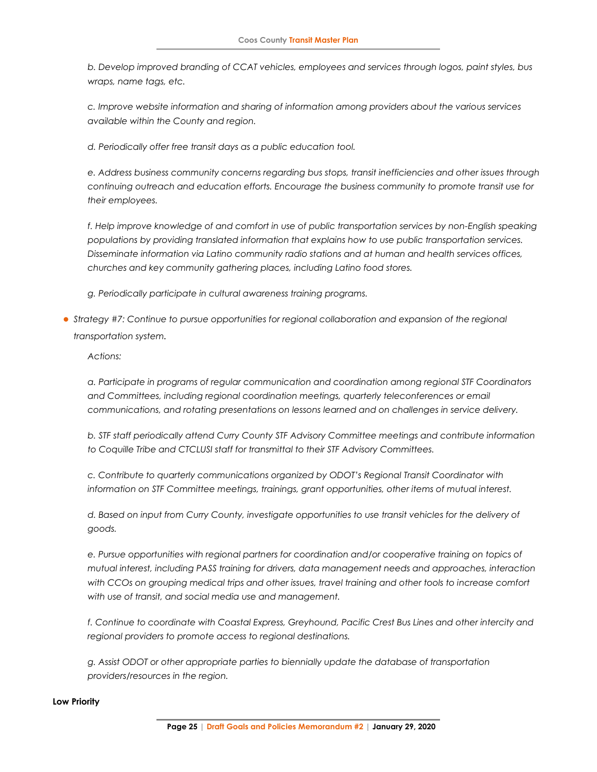*b. Develop improved branding of CCAT vehicles, employees and services through logos, paint styles, bus wraps, name tags, etc.*

*c. Improve website information and sharing of information among providers about the various services available within the County and region.*

*d. Periodically offer free transit days as a public education tool.*

*e. Address business community concerns regarding bus stops, transit inefficiencies and other issues through continuing outreach and education efforts. Encourage the business community to promote transit use for their employees.*

*f. Help improve knowledge of and comfort in use of public transportation services by non-English speaking populations by providing translated information that explains how to use public transportation services. Disseminate information via Latino community radio stations and at human and health services offices, churches and key community gathering places, including Latino food stores.*

*g. Periodically participate in cultural awareness training programs.*

- *Strategy #7: Continue to pursue opportunities for regional collaboration and expansion of the regional transportation system.*

  *Actions:*

  *a. Participate in programs of regular communication and coordination among regional STF Coordinators and Committees, including regional coordination meetings, quarterly teleconferences or email communications, and rotating presentations on lessons learned and on challenges in service delivery.*

  *b. STF staff periodically attend Curry County STF Advisory Committee meetings and contribute information to Coquille Tribe and CTCLUSI staff for transmittal to their STF Advisory Committees.*

  *c. Contribute to quarterly communications organized by ODOT's Regional Transit Coordinator with information on STF Committee meetings, trainings, grant opportunities, other items of mutual interest.*

  *d. Based on input from Curry County, investigate opportunities to use transit vehicles for the delivery of goods.*

  *e. Pursue opportunities with regional partners for coordination and/or cooperative training on topics of mutual interest, including PASS training for drivers, data management needs and approaches, interaction with CCOs on grouping medical trips and other issues, travel training and other tools to increase comfort with use of transit, and social media use and management.*

  *f. Continue to coordinate with Coastal Express, Greyhound, Pacific Crest Bus Lines and other intercity and regional providers to promote access to regional destinations.*

  *g. Assist ODOT or other appropriate parties to biennially update the database of transportation providers/resources in the region.*

**Low Priority**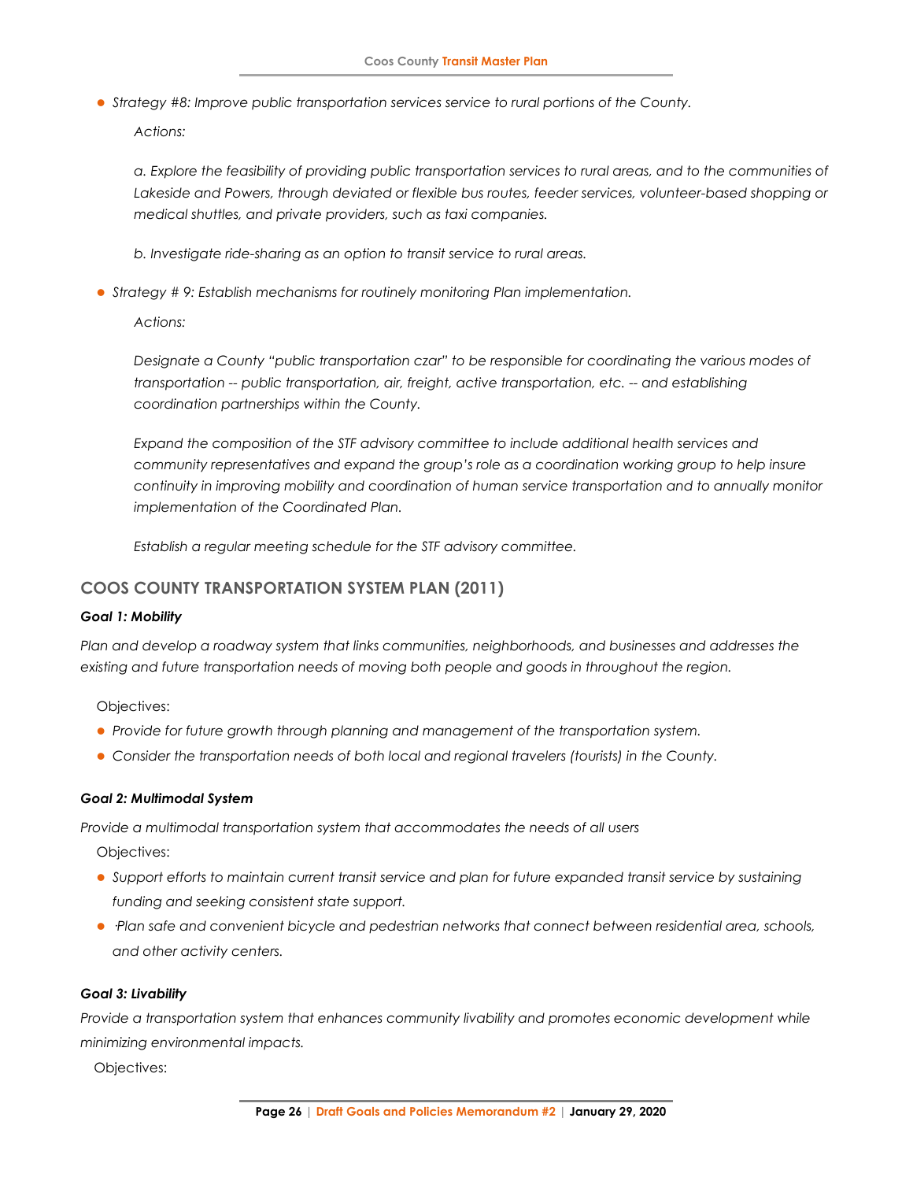- *Strategy #8: Improve public transportation services service to rural portions of the County.*

  *Actions:*

  *a. Explore the feasibility of providing public transportation services to rural areas, and to the communities of Lakeside and Powers, through deviated or flexible bus routes, feeder services, volunteer-based shopping or medical shuttles, and private providers, such as taxi companies.*

  *b. Investigate ride-sharing as an option to transit service to rural areas.*

- *Strategy # 9: Establish mechanisms for routinely monitoring Plan implementation.*

  *Actions:*

  *Designate a County "public transportation czar" to be responsible for coordinating the various modes of transportation -- public transportation, air, freight, active transportation, etc. -- and establishing coordination partnerships within the County.*

  *Expand the composition of the STF advisory committee to include additional health services and community representatives and expand the group's role as a coordination working group to help insure continuity in improving mobility and coordination of human service transportation and to annually monitor implementation of the Coordinated Plan.*

  *Establish a regular meeting schedule for the STF advisory committee.*

## COOS COUNTY TRANSPORTATION SYSTEM PLAN (2011)

***Goal 1: Mobility***

*Plan and develop a roadway system that links communities, neighborhoods, and businesses and addresses the existing and future transportation needs of moving both people and goods in throughout the region.*

Objectives:

- *Provide for future growth through planning and management of the transportation system.*
- *Consider the transportation needs of both local and regional travelers (tourists) in the County.*

***Goal 2: Multimodal System***

*Provide a multimodal transportation system that accommodates the needs of all users*

Objectives:

- *Support efforts to maintain current transit service and plan for future expanded transit service by sustaining funding and seeking consistent state support.*
- *·Plan safe and convenient bicycle and pedestrian networks that connect between residential area, schools, and other activity centers.*

***Goal 3: Livability***

*Provide a transportation system that enhances community livability and promotes economic development while minimizing environmental impacts.*

Objectives: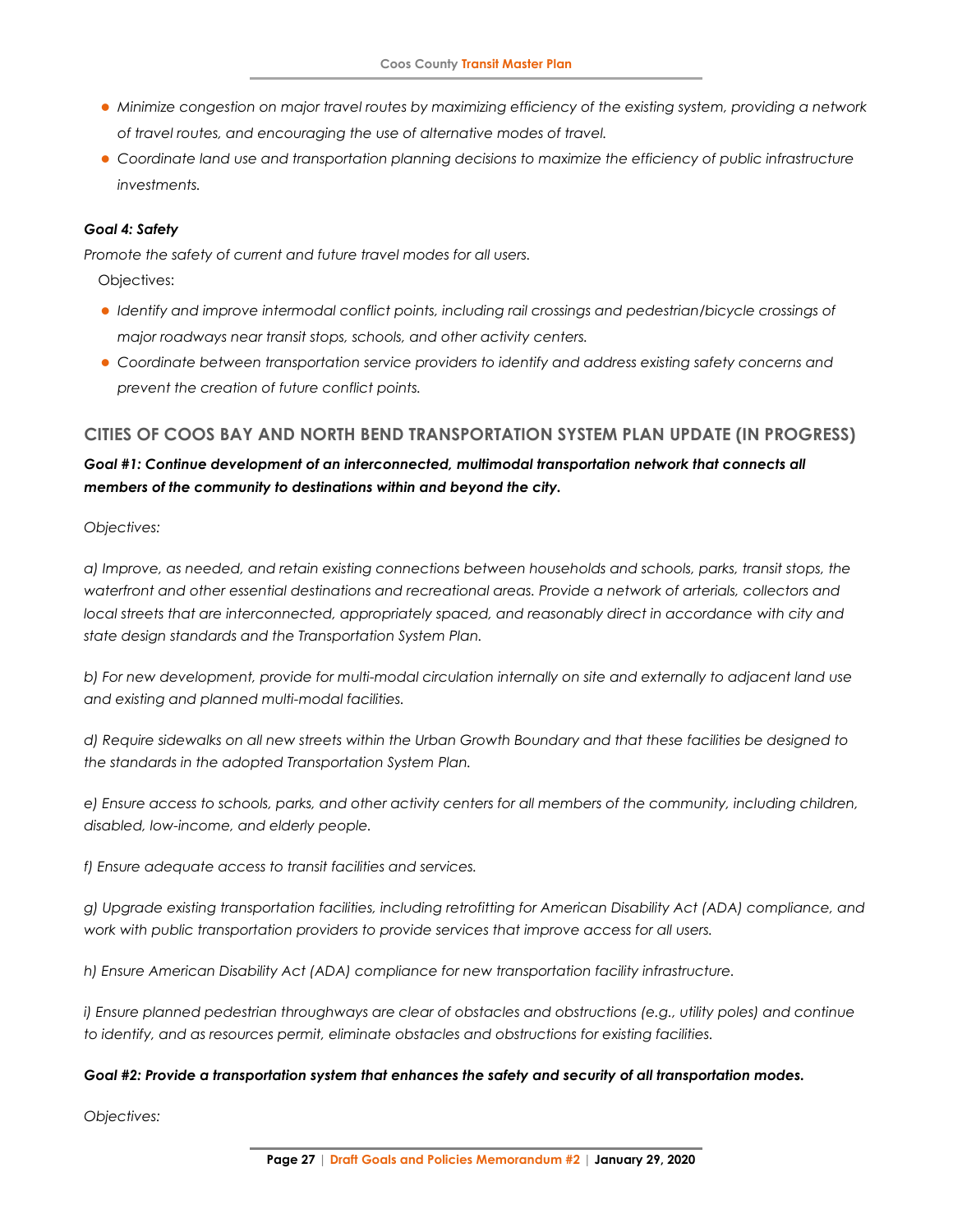- *Minimize congestion on major travel routes by maximizing efficiency of the existing system, providing a network of travel routes, and encouraging the use of alternative modes of travel.*
- *Coordinate land use and transportation planning decisions to maximize the efficiency of public infrastructure investments.*

***Goal 4: Safety***

*Promote the safety of current and future travel modes for all users.*

Objectives:

- *Identify and improve intermodal conflict points, including rail crossings and pedestrian/bicycle crossings of major roadways near transit stops, schools, and other activity centers.*
- *Coordinate between transportation service providers to identify and address existing safety concerns and prevent the creation of future conflict points.*

## CITIES OF COOS BAY AND NORTH BEND TRANSPORTATION SYSTEM PLAN UPDATE (IN PROGRESS)

***Goal #1: Continue development of an interconnected, multimodal transportation network that connects all members of the community to destinations within and beyond the city.***

*Objectives:*

*a) Improve, as needed, and retain existing connections between households and schools, parks, transit stops, the waterfront and other essential destinations and recreational areas. Provide a network of arterials, collectors and local streets that are interconnected, appropriately spaced, and reasonably direct in accordance with city and state design standards and the Transportation System Plan.*

*b) For new development, provide for multi-modal circulation internally on site and externally to adjacent land use and existing and planned multi-modal facilities.*

*d) Require sidewalks on all new streets within the Urban Growth Boundary and that these facilities be designed to the standards in the adopted Transportation System Plan.*

*e) Ensure access to schools, parks, and other activity centers for all members of the community, including children, disabled, low-income, and elderly people.*

*f) Ensure adequate access to transit facilities and services.*

*g) Upgrade existing transportation facilities, including retrofitting for American Disability Act (ADA) compliance, and work with public transportation providers to provide services that improve access for all users.*

*h) Ensure American Disability Act (ADA) compliance for new transportation facility infrastructure.*

*i) Ensure planned pedestrian throughways are clear of obstacles and obstructions (e.g., utility poles) and continue to identify, and as resources permit, eliminate obstacles and obstructions for existing facilities.*

***Goal #2: Provide a transportation system that enhances the safety and security of all transportation modes.***

*Objectives:*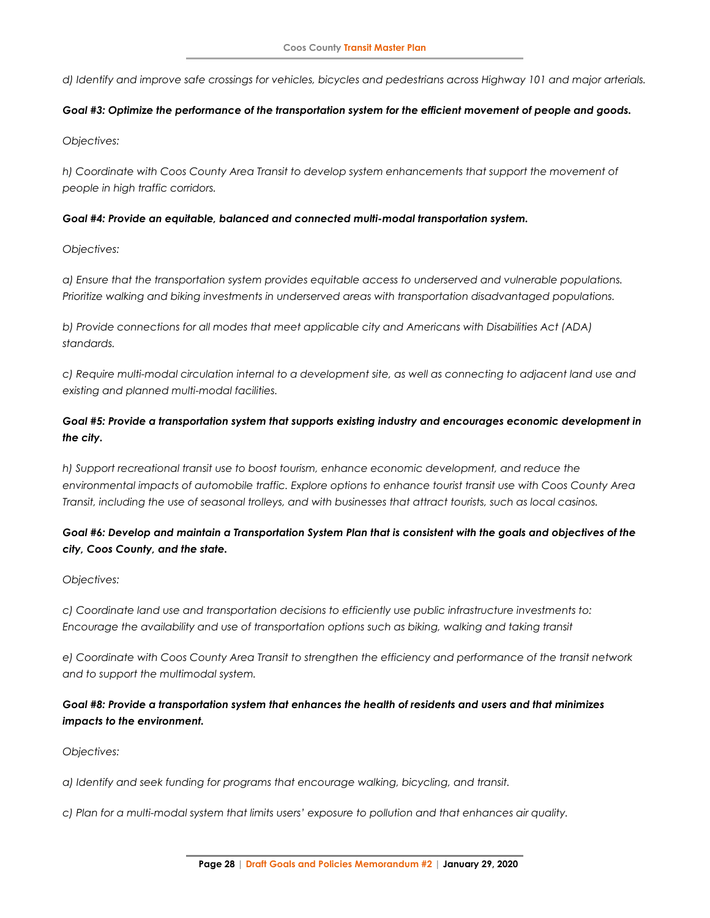*d) Identify and improve safe crossings for vehicles, bicycles and pedestrians across Highway 101 and major arterials.*

***Goal #3: Optimize the performance of the transportation system for the efficient movement of people and goods.***

*Objectives:*

*h) Coordinate with Coos County Area Transit to develop system enhancements that support the movement of people in high traffic corridors.*

***Goal #4: Provide an equitable, balanced and connected multi-modal transportation system.***

*Objectives:*

*a) Ensure that the transportation system provides equitable access to underserved and vulnerable populations. Prioritize walking and biking investments in underserved areas with transportation disadvantaged populations.*

*b) Provide connections for all modes that meet applicable city and Americans with Disabilities Act (ADA) standards.*

*c) Require multi-modal circulation internal to a development site, as well as connecting to adjacent land use and existing and planned multi-modal facilities.*

***Goal #5: Provide a transportation system that supports existing industry and encourages economic development in the city.***

*h) Support recreational transit use to boost tourism, enhance economic development, and reduce the environmental impacts of automobile traffic. Explore options to enhance tourist transit use with Coos County Area Transit, including the use of seasonal trolleys, and with businesses that attract tourists, such as local casinos.*

***Goal #6: Develop and maintain a Transportation System Plan that is consistent with the goals and objectives of the city, Coos County, and the state.***

*Objectives:*

*c) Coordinate land use and transportation decisions to efficiently use public infrastructure investments to: Encourage the availability and use of transportation options such as biking, walking and taking transit*

*e) Coordinate with Coos County Area Transit to strengthen the efficiency and performance of the transit network and to support the multimodal system.*

***Goal #8: Provide a transportation system that enhances the health of residents and users and that minimizes impacts to the environment.***

*Objectives:*

*a) Identify and seek funding for programs that encourage walking, bicycling, and transit.*

*c) Plan for a multi-modal system that limits users' exposure to pollution and that enhances air quality.*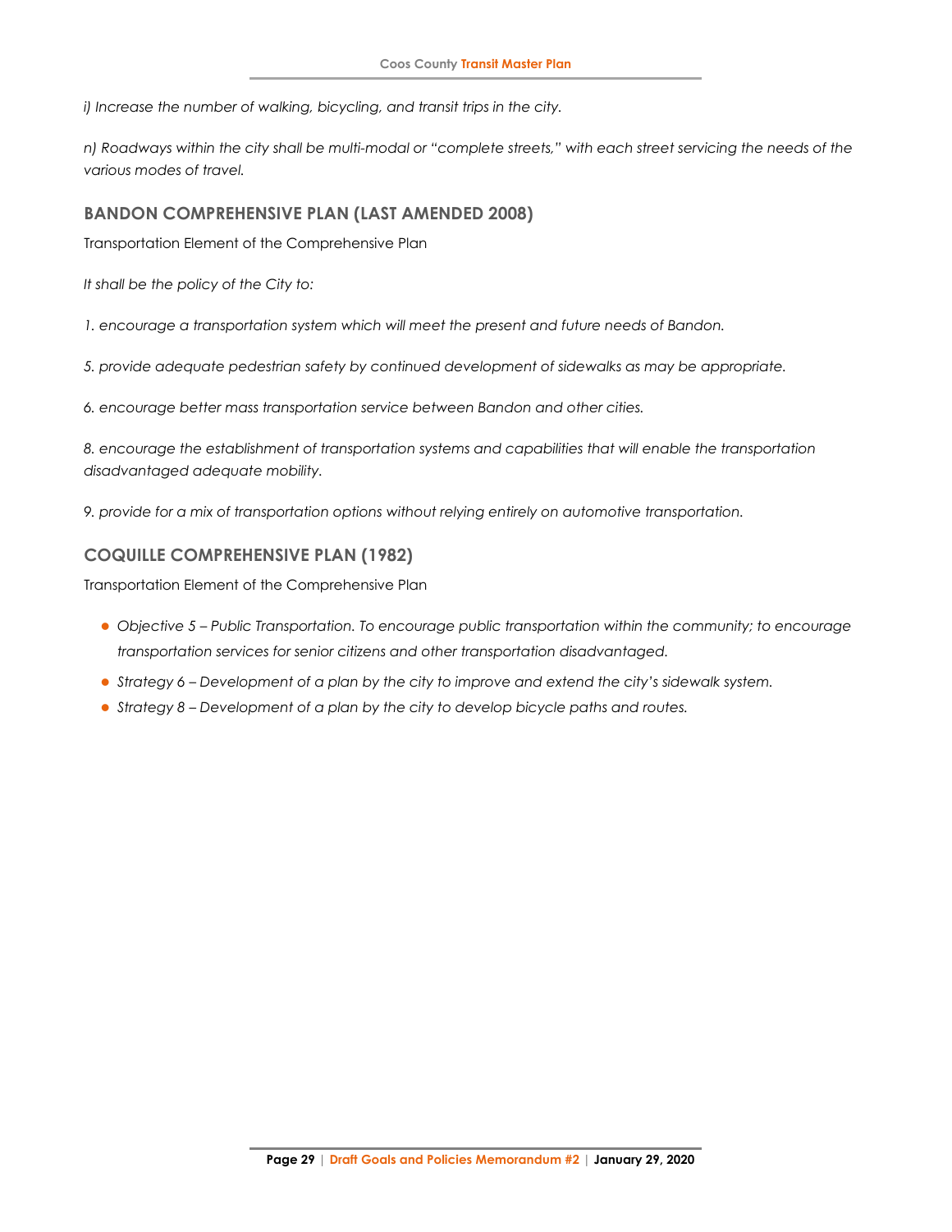*i) Increase the number of walking, bicycling, and transit trips in the city.*

*n) Roadways within the city shall be multi-modal or "complete streets," with each street servicing the needs of the various modes of travel.*

## BANDON COMPREHENSIVE PLAN (LAST AMENDED 2008)

Transportation Element of the Comprehensive Plan

*It shall be the policy of the City to:*

*1. encourage a transportation system which will meet the present and future needs of Bandon.*

*5. provide adequate pedestrian safety by continued development of sidewalks as may be appropriate.*

*6. encourage better mass transportation service between Bandon and other cities.*

*8. encourage the establishment of transportation systems and capabilities that will enable the transportation disadvantaged adequate mobility.*

*9. provide for a mix of transportation options without relying entirely on automotive transportation.*

## COQUILLE COMPREHENSIVE PLAN (1982)

Transportation Element of the Comprehensive Plan

- *Objective 5 – Public Transportation. To encourage public transportation within the community; to encourage transportation services for senior citizens and other transportation disadvantaged.*
- *Strategy 6 – Development of a plan by the city to improve and extend the city's sidewalk system.*
- *Strategy 8 – Development of a plan by the city to develop bicycle paths and routes.*